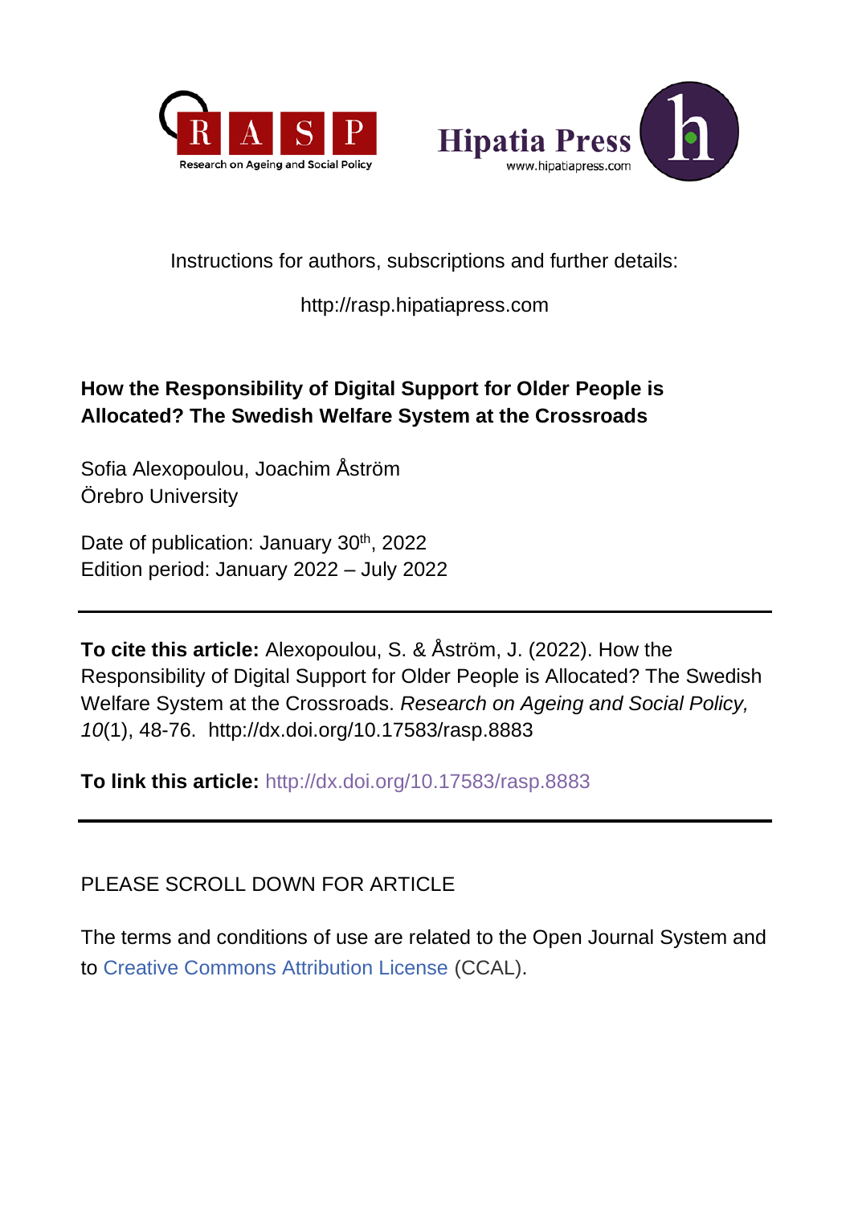Instructions for authors, subscriptions and further details:

http://rasp.hipatiapress.com

**How the Responsibility of Digital Support for Older People is Allocated? The Swedish Welfare System at the Crossroads**

Sofia Alexopoulou, Joachim Åström
Örebro University

Date of publication: January 30th, 2022
Edition period: January 2022 – July 2022

---

**To cite this article:** Alexopoulou, S. & Åström, J. (2022). How the Responsibility of Digital Support for Older People is Allocated? The Swedish Welfare System at the Crossroads. *Research on Ageing and Social Policy, 10*(1), 48-76. http://dx.doi.org/10.17583/rasp.8883

**To link this article:** http://dx.doi.org/10.17583/rasp.8883

---

PLEASE SCROLL DOWN FOR ARTICLE

The terms and conditions of use are related to the Open Journal System and to Creative Commons Attribution License (CCAL).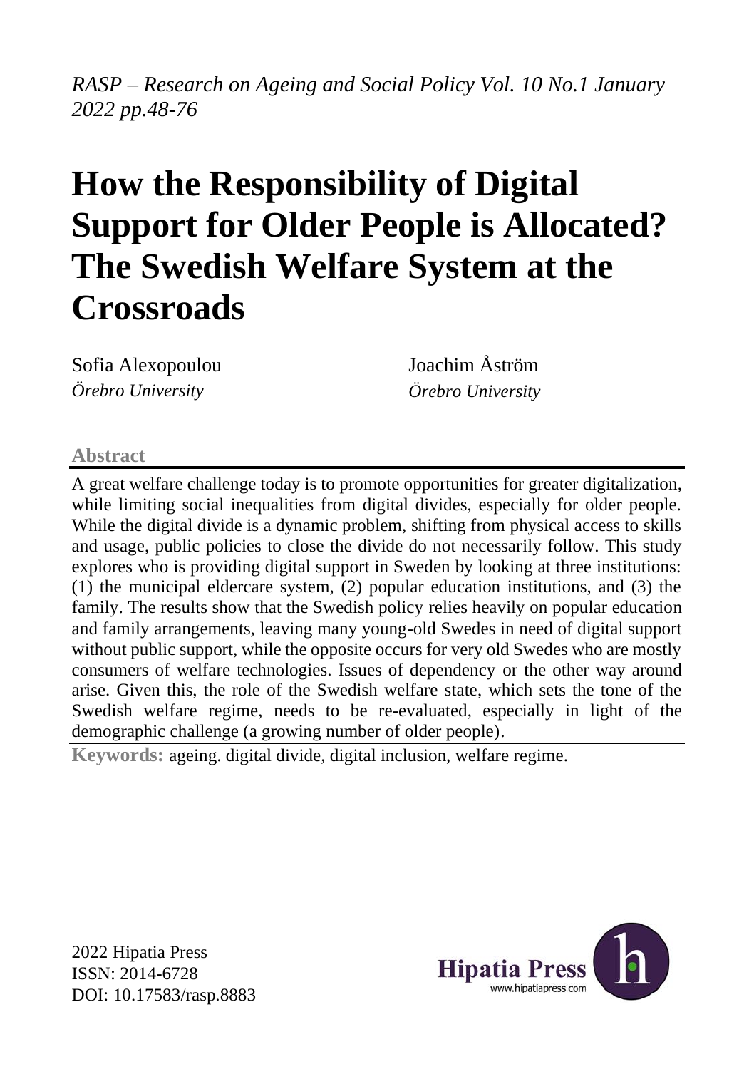*RASP – Research on Ageing and Social Policy Vol. 10 No.1 January 2022 pp.48-76*

# How the Responsibility of Digital Support for Older People is Allocated? The Swedish Welfare System at the Crossroads

Sofia Alexopoulou
*Örebro University*

Joachim Åström
*Örebro University*

## Abstract

A great welfare challenge today is to promote opportunities for greater digitalization, while limiting social inequalities from digital divides, especially for older people. While the digital divide is a dynamic problem, shifting from physical access to skills and usage, public policies to close the divide do not necessarily follow. This study explores who is providing digital support in Sweden by looking at three institutions: (1) the municipal eldercare system, (2) popular education institutions, and (3) the family. The results show that the Swedish policy relies heavily on popular education and family arrangements, leaving many young-old Swedes in need of digital support without public support, while the opposite occurs for very old Swedes who are mostly consumers of welfare technologies. Issues of dependency or the other way around arise. Given this, the role of the Swedish welfare state, which sets the tone of the Swedish welfare regime, needs to be re-evaluated, especially in light of the demographic challenge (a growing number of older people).

**Keywords:** ageing. digital divide, digital inclusion, welfare regime.

2022 Hipatia Press
ISSN: 2014-6728
DOI: 10.17583/rasp.8883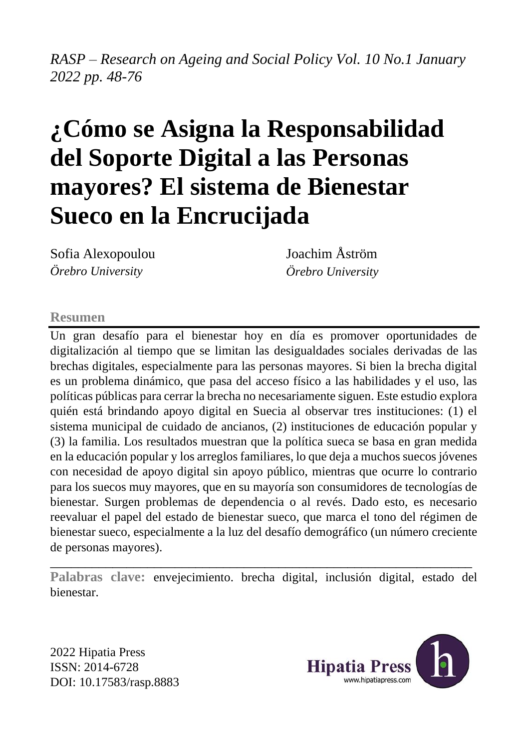# ¿Cómo se Asigna la Responsabilidad del Soporte Digital a las Personas mayores? El sistema de Bienestar Sueco en la Encrucijada

Sofia Alexopoulou
*Örebro University*

Joachim Åström
*Örebro University*

**Resumen**

Un gran desafío para el bienestar hoy en día es promover oportunidades de digitalización al tiempo que se limitan las desigualdades sociales derivadas de las brechas digitales, especialmente para las personas mayores. Si bien la brecha digital es un problema dinámico, que pasa del acceso físico a las habilidades y el uso, las políticas públicas para cerrar la brecha no necesariamente siguen. Este estudio explora quién está brindando apoyo digital en Suecia al observar tres instituciones: (1) el sistema municipal de cuidado de ancianos, (2) instituciones de educación popular y (3) la familia. Los resultados muestran que la política sueca se basa en gran medida en la educación popular y los arreglos familiares, lo que deja a muchos suecos jóvenes con necesidad de apoyo digital sin apoyo público, mientras que ocurre lo contrario para los suecos muy mayores, que en su mayoría son consumidores de tecnologías de bienestar. Surgen problemas de dependencia o al revés. Dado esto, es necesario reevaluar el papel del estado de bienestar sueco, que marca el tono del régimen de bienestar sueco, especialmente a la luz del desafío demográfico (un número creciente de personas mayores).

**Palabras clave:** envejecimiento. brecha digital, inclusión digital, estado del bienestar.

2022 Hipatia Press
ISSN: 2014-6728
DOI: 10.17583/rasp.8883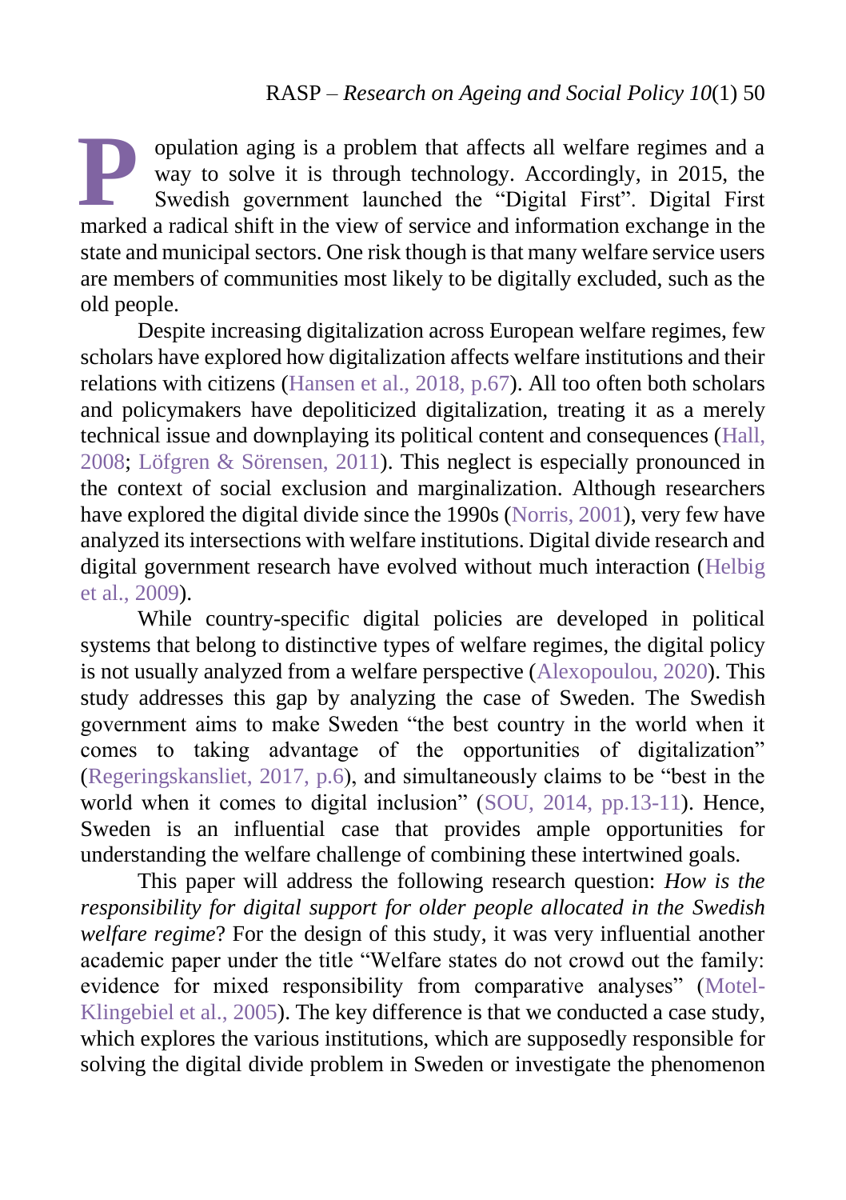Population aging is a problem that affects all welfare regimes and a way to solve it is through technology. Accordingly, in 2015, the Swedish government launched the "Digital First". Digital First marked a radical shift in the view of service and information exchange in the state and municipal sectors. One risk though is that many welfare service users are members of communities most likely to be digitally excluded, such as the old people.

Despite increasing digitalization across European welfare regimes, few scholars have explored how digitalization affects welfare institutions and their relations with citizens (Hansen et al., 2018, p.67). All too often both scholars and policymakers have depoliticized digitalization, treating it as a merely technical issue and downplaying its political content and consequences (Hall, 2008; Löfgren & Sörensen, 2011). This neglect is especially pronounced in the context of social exclusion and marginalization. Although researchers have explored the digital divide since the 1990s (Norris, 2001), very few have analyzed its intersections with welfare institutions. Digital divide research and digital government research have evolved without much interaction (Helbig et al., 2009).

While country-specific digital policies are developed in political systems that belong to distinctive types of welfare regimes, the digital policy is not usually analyzed from a welfare perspective (Alexopoulou, 2020). This study addresses this gap by analyzing the case of Sweden. The Swedish government aims to make Sweden "the best country in the world when it comes to taking advantage of the opportunities of digitalization" (Regeringskansliet, 2017, p.6), and simultaneously claims to be "best in the world when it comes to digital inclusion" (SOU, 2014, pp.13-11). Hence, Sweden is an influential case that provides ample opportunities for understanding the welfare challenge of combining these intertwined goals.

This paper will address the following research question: *How is the responsibility for digital support for older people allocated in the Swedish welfare regime*? For the design of this study, it was very influential another academic paper under the title "Welfare states do not crowd out the family: evidence for mixed responsibility from comparative analyses" (Motel-Klingebiel et al., 2005). The key difference is that we conducted a case study, which explores the various institutions, which are supposedly responsible for solving the digital divide problem in Sweden or investigate the phenomenon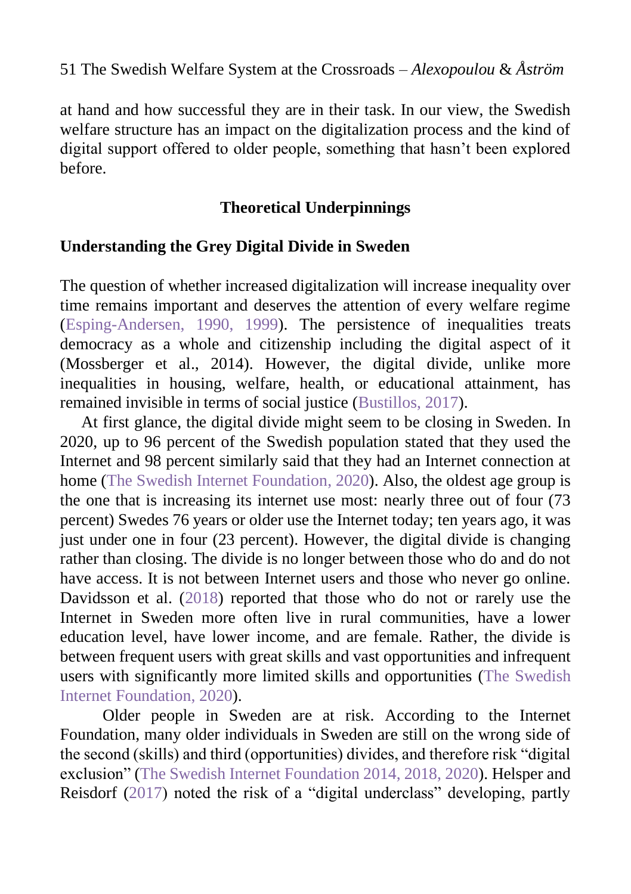at hand and how successful they are in their task. In our view, the Swedish welfare structure has an impact on the digitalization process and the kind of digital support offered to older people, something that hasn't been explored before.

## Theoretical Underpinnings

### Understanding the Grey Digital Divide in Sweden

The question of whether increased digitalization will increase inequality over time remains important and deserves the attention of every welfare regime (Esping-Andersen, 1990, 1999). The persistence of inequalities treats democracy as a whole and citizenship including the digital aspect of it (Mossberger et al., 2014). However, the digital divide, unlike more inequalities in housing, welfare, health, or educational attainment, has remained invisible in terms of social justice (Bustillos, 2017).

At first glance, the digital divide might seem to be closing in Sweden. In 2020, up to 96 percent of the Swedish population stated that they used the Internet and 98 percent similarly said that they had an Internet connection at home (The Swedish Internet Foundation, 2020). Also, the oldest age group is the one that is increasing its internet use most: nearly three out of four (73 percent) Swedes 76 years or older use the Internet today; ten years ago, it was just under one in four (23 percent). However, the digital divide is changing rather than closing. The divide is no longer between those who do and do not have access. It is not between Internet users and those who never go online. Davidsson et al. (2018) reported that those who do not or rarely use the Internet in Sweden more often live in rural communities, have a lower education level, have lower income, and are female. Rather, the divide is between frequent users with great skills and vast opportunities and infrequent users with significantly more limited skills and opportunities (The Swedish Internet Foundation, 2020).

Older people in Sweden are at risk. According to the Internet Foundation, many older individuals in Sweden are still on the wrong side of the second (skills) and third (opportunities) divides, and therefore risk "digital exclusion" (The Swedish Internet Foundation 2014, 2018, 2020). Helsper and Reisdorf (2017) noted the risk of a "digital underclass" developing, partly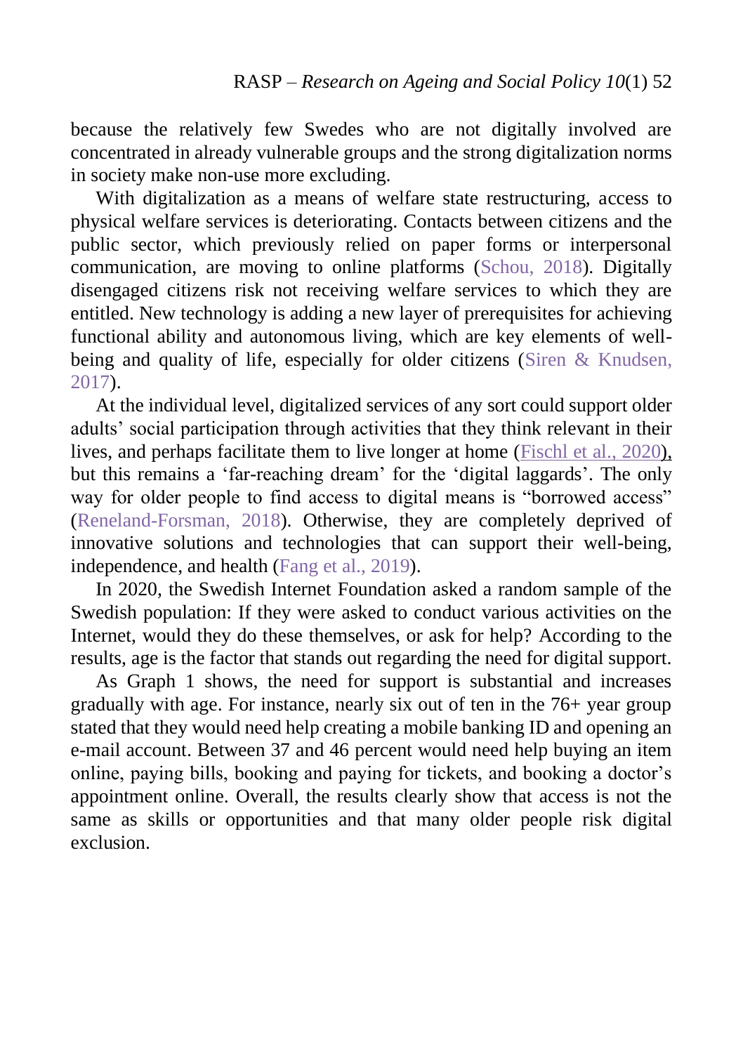because the relatively few Swedes who are not digitally involved are concentrated in already vulnerable groups and the strong digitalization norms in society make non-use more excluding.

With digitalization as a means of welfare state restructuring, access to physical welfare services is deteriorating. Contacts between citizens and the public sector, which previously relied on paper forms or interpersonal communication, are moving to online platforms (Schou, 2018). Digitally disengaged citizens risk not receiving welfare services to which they are entitled. New technology is adding a new layer of prerequisites for achieving functional ability and autonomous living, which are key elements of well-being and quality of life, especially for older citizens (Siren & Knudsen, 2017).

At the individual level, digitalized services of any sort could support older adults' social participation through activities that they think relevant in their lives, and perhaps facilitate them to live longer at home (Fischl et al., 2020), but this remains a 'far-reaching dream' for the 'digital laggards'. The only way for older people to find access to digital means is "borrowed access" (Reneland-Forsman, 2018). Otherwise, they are completely deprived of innovative solutions and technologies that can support their well-being, independence, and health (Fang et al., 2019).

In 2020, the Swedish Internet Foundation asked a random sample of the Swedish population: If they were asked to conduct various activities on the Internet, would they do these themselves, or ask for help? According to the results, age is the factor that stands out regarding the need for digital support.

As Graph 1 shows, the need for support is substantial and increases gradually with age. For instance, nearly six out of ten in the 76+ year group stated that they would need help creating a mobile banking ID and opening an e-mail account. Between 37 and 46 percent would need help buying an item online, paying bills, booking and paying for tickets, and booking a doctor's appointment online. Overall, the results clearly show that access is not the same as skills or opportunities and that many older people risk digital exclusion.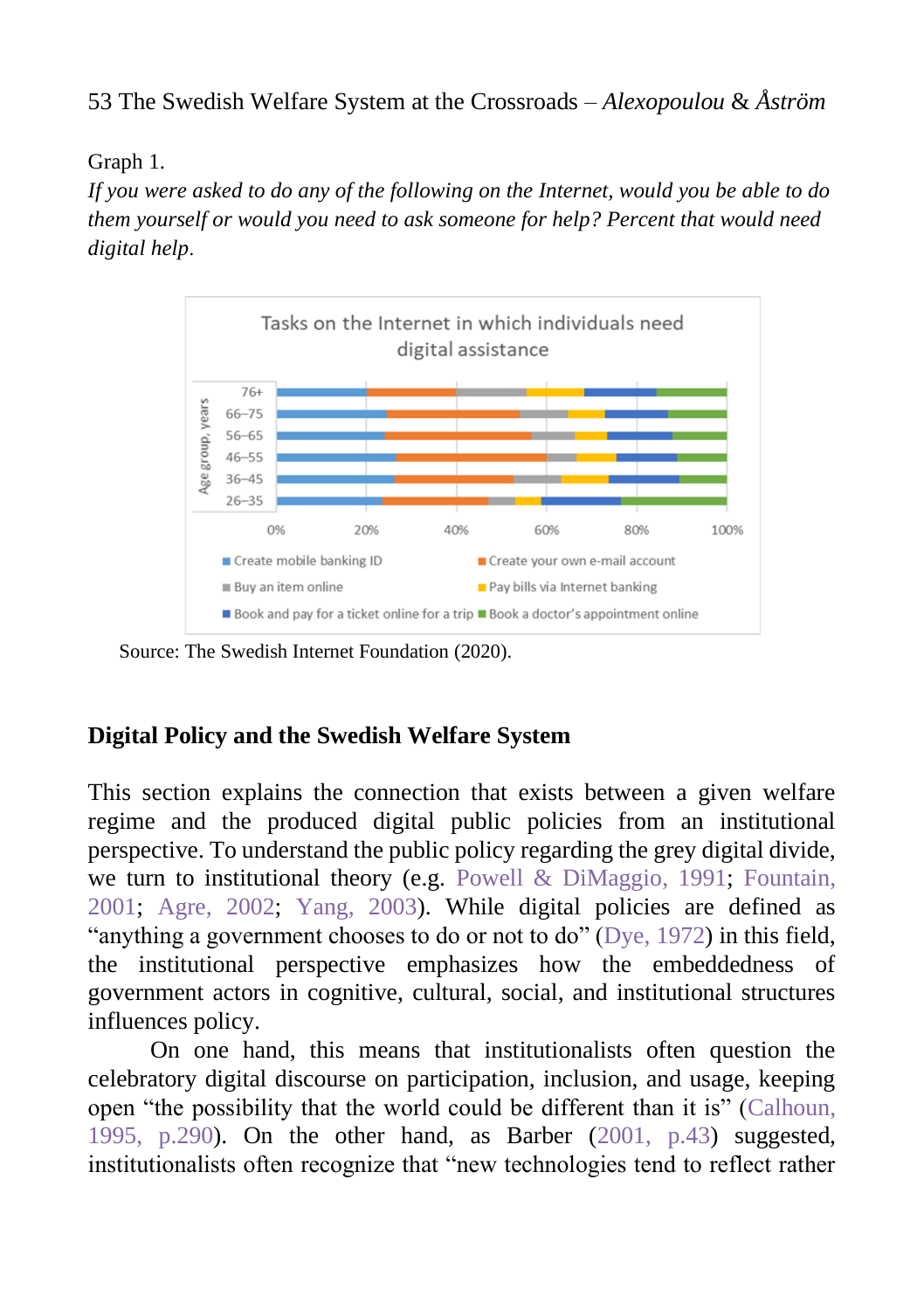Graph 1.

*If you were asked to do any of the following on the Internet, would you be able to do them yourself or would you need to ask someone for help? Percent that would need digital help*.

Tasks on the Internet in which individuals need digital assistance

Age group, years: 76+, 66–75, 56–65, 46–55, 36–45, 26–35

0% 20% 40% 60% 80% 100%

Create mobile banking ID; Create your own e-mail account; Buy an item online; Pay bills via Internet banking; Book and pay for a ticket online for a trip; Book a doctor's appointment online

Source: The Swedish Internet Foundation (2020).

## Digital Policy and the Swedish Welfare System

This section explains the connection that exists between a given welfare regime and the produced digital public policies from an institutional perspective. To understand the public policy regarding the grey digital divide, we turn to institutional theory (e.g. Powell & DiMaggio, 1991; Fountain, 2001; Agre, 2002; Yang, 2003). While digital policies are defined as "anything a government chooses to do or not to do" (Dye, 1972) in this field, the institutional perspective emphasizes how the embeddedness of government actors in cognitive, cultural, social, and institutional structures influences policy.

On one hand, this means that institutionalists often question the celebratory digital discourse on participation, inclusion, and usage, keeping open "the possibility that the world could be different than it is" (Calhoun, 1995, p.290). On the other hand, as Barber (2001, p.43) suggested, institutionalists often recognize that "new technologies tend to reflect rather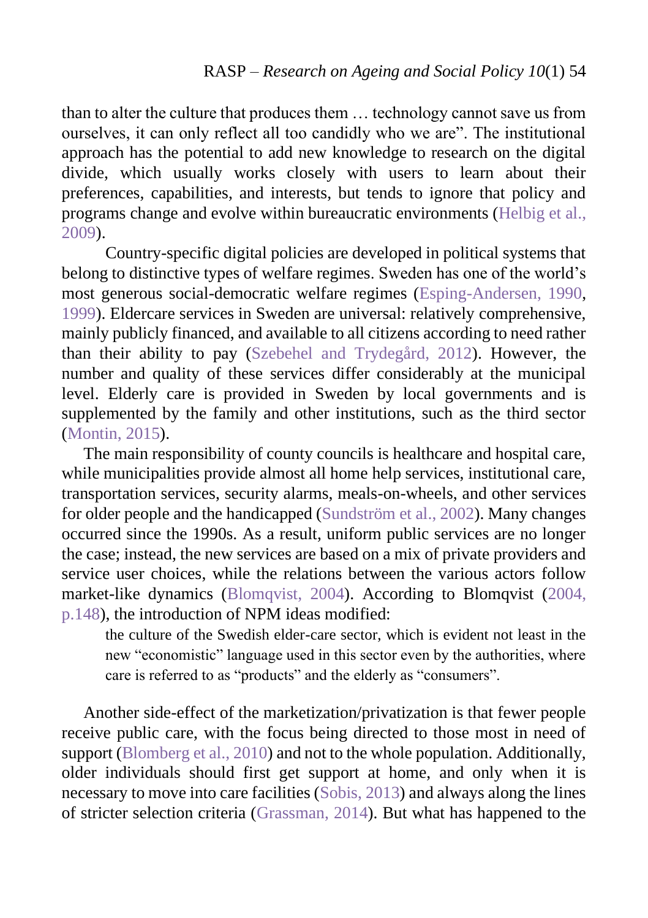than to alter the culture that produces them … technology cannot save us from ourselves, it can only reflect all too candidly who we are". The institutional approach has the potential to add new knowledge to research on the digital divide, which usually works closely with users to learn about their preferences, capabilities, and interests, but tends to ignore that policy and programs change and evolve within bureaucratic environments (Helbig et al., 2009).

Country-specific digital policies are developed in political systems that belong to distinctive types of welfare regimes. Sweden has one of the world's most generous social-democratic welfare regimes (Esping-Andersen, 1990, 1999). Eldercare services in Sweden are universal: relatively comprehensive, mainly publicly financed, and available to all citizens according to need rather than their ability to pay (Szebehel and Trydegård, 2012). However, the number and quality of these services differ considerably at the municipal level. Elderly care is provided in Sweden by local governments and is supplemented by the family and other institutions, such as the third sector (Montin, 2015).

The main responsibility of county councils is healthcare and hospital care, while municipalities provide almost all home help services, institutional care, transportation services, security alarms, meals-on-wheels, and other services for older people and the handicapped (Sundström et al., 2002). Many changes occurred since the 1990s. As a result, uniform public services are no longer the case; instead, the new services are based on a mix of private providers and service user choices, while the relations between the various actors follow market-like dynamics (Blomqvist, 2004). According to Blomqvist (2004, p.148), the introduction of NPM ideas modified:

> the culture of the Swedish elder-care sector, which is evident not least in the new "economistic" language used in this sector even by the authorities, where care is referred to as "products" and the elderly as "consumers".

Another side-effect of the marketization/privatization is that fewer people receive public care, with the focus being directed to those most in need of support (Blomberg et al., 2010) and not to the whole population. Additionally, older individuals should first get support at home, and only when it is necessary to move into care facilities (Sobis, 2013) and always along the lines of stricter selection criteria (Grassman, 2014). But what has happened to the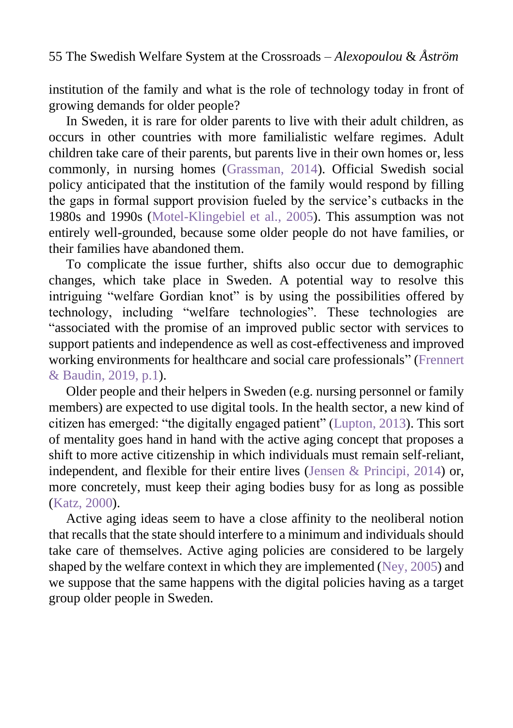institution of the family and what is the role of technology today in front of growing demands for older people?

In Sweden, it is rare for older parents to live with their adult children, as occurs in other countries with more familialistic welfare regimes. Adult children take care of their parents, but parents live in their own homes or, less commonly, in nursing homes (Grassman, 2014). Official Swedish social policy anticipated that the institution of the family would respond by filling the gaps in formal support provision fueled by the service's cutbacks in the 1980s and 1990s (Motel-Klingebiel et al., 2005). This assumption was not entirely well-grounded, because some older people do not have families, or their families have abandoned them.

To complicate the issue further, shifts also occur due to demographic changes, which take place in Sweden. A potential way to resolve this intriguing "welfare Gordian knot" is by using the possibilities offered by technology, including "welfare technologies". These technologies are "associated with the promise of an improved public sector with services to support patients and independence as well as cost-effectiveness and improved working environments for healthcare and social care professionals" (Frennert & Baudin, 2019, p.1).

Older people and their helpers in Sweden (e.g. nursing personnel or family members) are expected to use digital tools. In the health sector, a new kind of citizen has emerged: "the digitally engaged patient" (Lupton, 2013). This sort of mentality goes hand in hand with the active aging concept that proposes a shift to more active citizenship in which individuals must remain self-reliant, independent, and flexible for their entire lives (Jensen & Principi, 2014) or, more concretely, must keep their aging bodies busy for as long as possible (Katz, 2000).

Active aging ideas seem to have a close affinity to the neoliberal notion that recalls that the state should interfere to a minimum and individuals should take care of themselves. Active aging policies are considered to be largely shaped by the welfare context in which they are implemented (Ney, 2005) and we suppose that the same happens with the digital policies having as a target group older people in Sweden.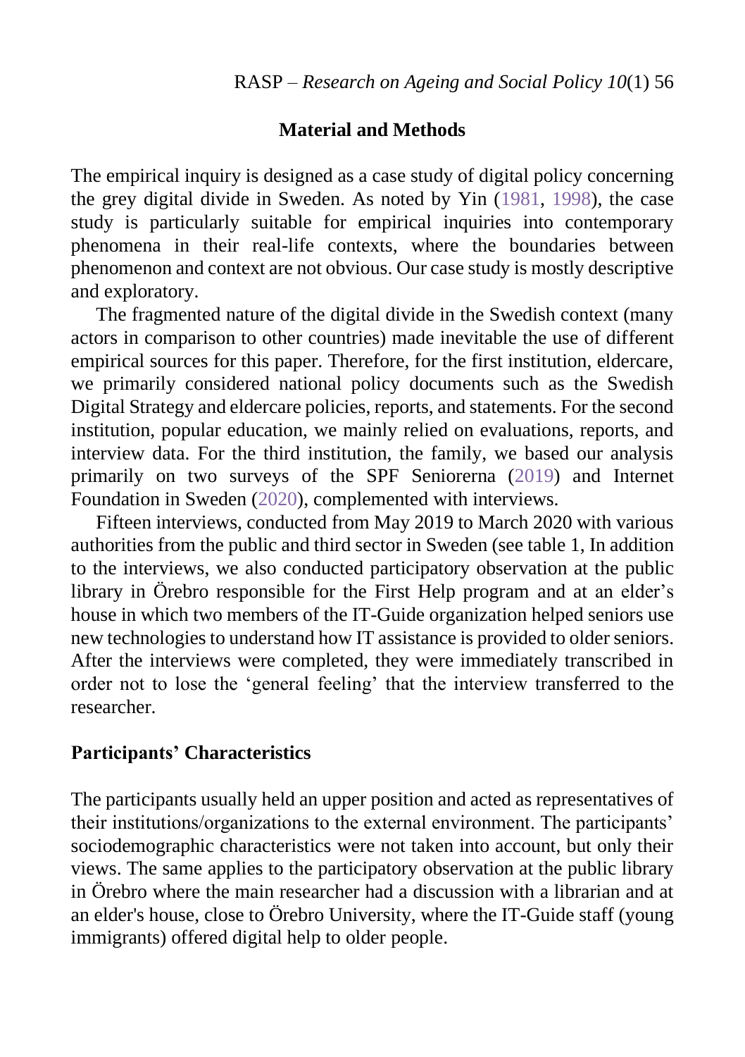## Material and Methods

The empirical inquiry is designed as a case study of digital policy concerning the grey digital divide in Sweden. As noted by Yin (1981, 1998), the case study is particularly suitable for empirical inquiries into contemporary phenomena in their real-life contexts, where the boundaries between phenomenon and context are not obvious. Our case study is mostly descriptive and exploratory.

The fragmented nature of the digital divide in the Swedish context (many actors in comparison to other countries) made inevitable the use of different empirical sources for this paper. Therefore, for the first institution, eldercare, we primarily considered national policy documents such as the Swedish Digital Strategy and eldercare policies, reports, and statements. For the second institution, popular education, we mainly relied on evaluations, reports, and interview data. For the third institution, the family, we based our analysis primarily on two surveys of the SPF Seniorerna (2019) and Internet Foundation in Sweden (2020), complemented with interviews.

Fifteen interviews, conducted from May 2019 to March 2020 with various authorities from the public and third sector in Sweden (see table 1, In addition to the interviews, we also conducted participatory observation at the public library in Örebro responsible for the First Help program and at an elder's house in which two members of the IT-Guide organization helped seniors use new technologies to understand how IT assistance is provided to older seniors. After the interviews were completed, they were immediately transcribed in order not to lose the 'general feeling' that the interview transferred to the researcher.

### Participants' Characteristics

The participants usually held an upper position and acted as representatives of their institutions/organizations to the external environment. The participants' sociodemographic characteristics were not taken into account, but only their views. The same applies to the participatory observation at the public library in Örebro where the main researcher had a discussion with a librarian and at an elder's house, close to Örebro University, where the IT-Guide staff (young immigrants) offered digital help to older people.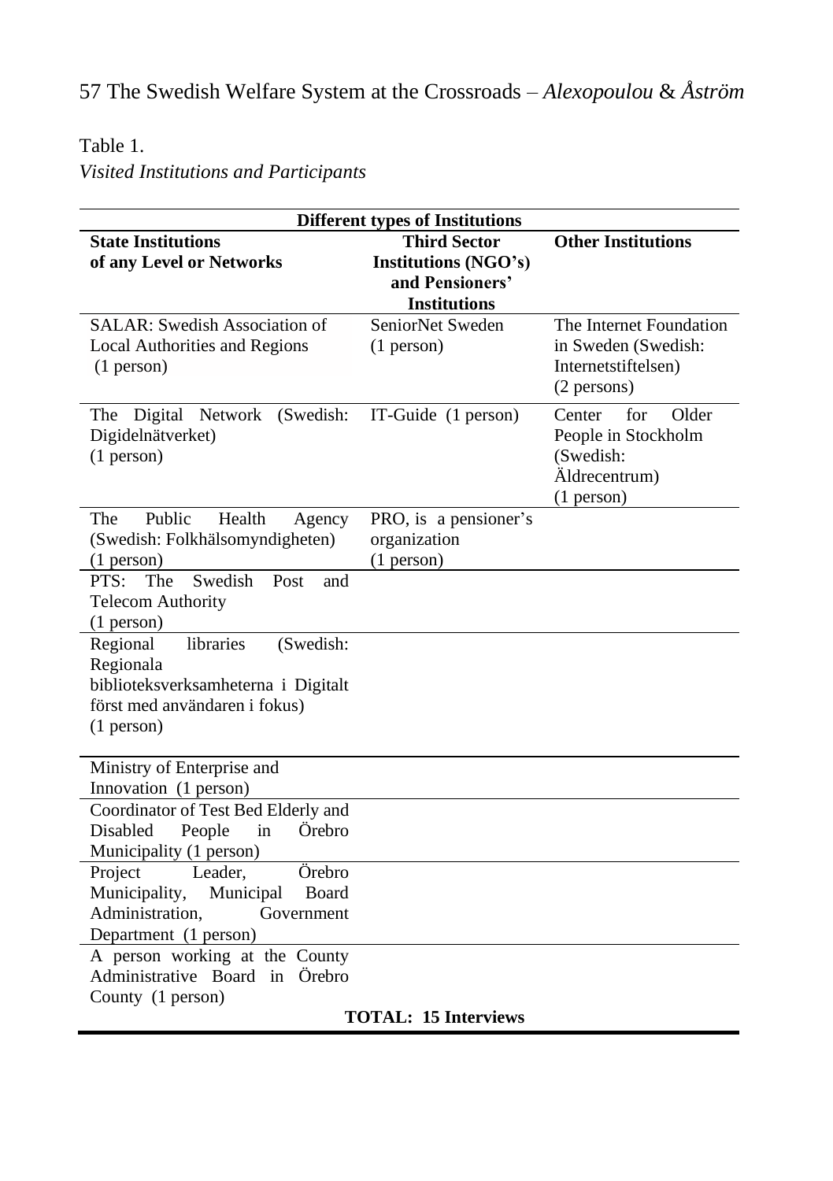Table 1.

*Visited Institutions and Participants*

| Different types of Institutions | | |
|---|---|---|
| **State Institutions of any Level or Networks** | **Third Sector Institutions (NGO's) and Pensioners' Institutions** | **Other Institutions** |
| SALAR: Swedish Association of Local Authorities and Regions (1 person) | SeniorNet Sweden (1 person) | The Internet Foundation in Sweden (Swedish: Internetstiftelsen) (2 persons) |
| The Digital Network (Swedish: Digidelnätverket) (1 person) | IT-Guide (1 person) | Center for Older People in Stockholm (Swedish: Äldrecentrum) (1 person) |
| The Public Health Agency (Swedish: Folkhälsomyndigheten) (1 person) | PRO, is a pensioner's organization (1 person) | |
| PTS: The Swedish Post and Telecom Authority (1 person) | | |
| Regional libraries (Swedish: Regionala biblioteksverksamheterna i Digitalt först med användaren i fokus) (1 person) | | |
| Ministry of Enterprise and Innovation (1 person) | | |
| Coordinator of Test Bed Elderly and Disabled People in Örebro Municipality (1 person) | | |
| Project Leader, Örebro Municipality, Municipal Board Administration, Government Department (1 person) | | |
| A person working at the County Administrative Board in Örebro County (1 person) | | |
| **TOTAL: 15 Interviews** | | |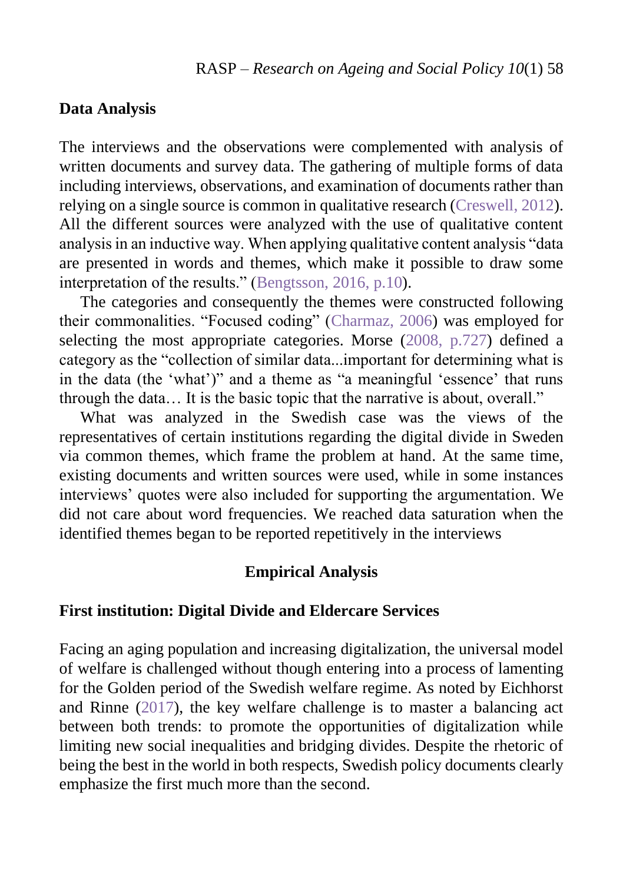### Data Analysis

The interviews and the observations were complemented with analysis of written documents and survey data. The gathering of multiple forms of data including interviews, observations, and examination of documents rather than relying on a single source is common in qualitative research (Creswell, 2012). All the different sources were analyzed with the use of qualitative content analysis in an inductive way. When applying qualitative content analysis "data are presented in words and themes, which make it possible to draw some interpretation of the results." (Bengtsson, 2016, p.10).

The categories and consequently the themes were constructed following their commonalities. "Focused coding" (Charmaz, 2006) was employed for selecting the most appropriate categories. Morse (2008, p.727) defined a category as the "collection of similar data...important for determining what is in the data (the 'what')" and a theme as "a meaningful 'essence' that runs through the data… It is the basic topic that the narrative is about, overall."

What was analyzed in the Swedish case was the views of the representatives of certain institutions regarding the digital divide in Sweden via common themes, which frame the problem at hand. At the same time, existing documents and written sources were used, while in some instances interviews' quotes were also included for supporting the argumentation. We did not care about word frequencies. We reached data saturation when the identified themes began to be reported repetitively in the interviews

## Empirical Analysis

### First institution: Digital Divide and Eldercare Services

Facing an aging population and increasing digitalization, the universal model of welfare is challenged without though entering into a process of lamenting for the Golden period of the Swedish welfare regime. As noted by Eichhorst and Rinne (2017), the key welfare challenge is to master a balancing act between both trends: to promote the opportunities of digitalization while limiting new social inequalities and bridging divides. Despite the rhetoric of being the best in the world in both respects, Swedish policy documents clearly emphasize the first much more than the second.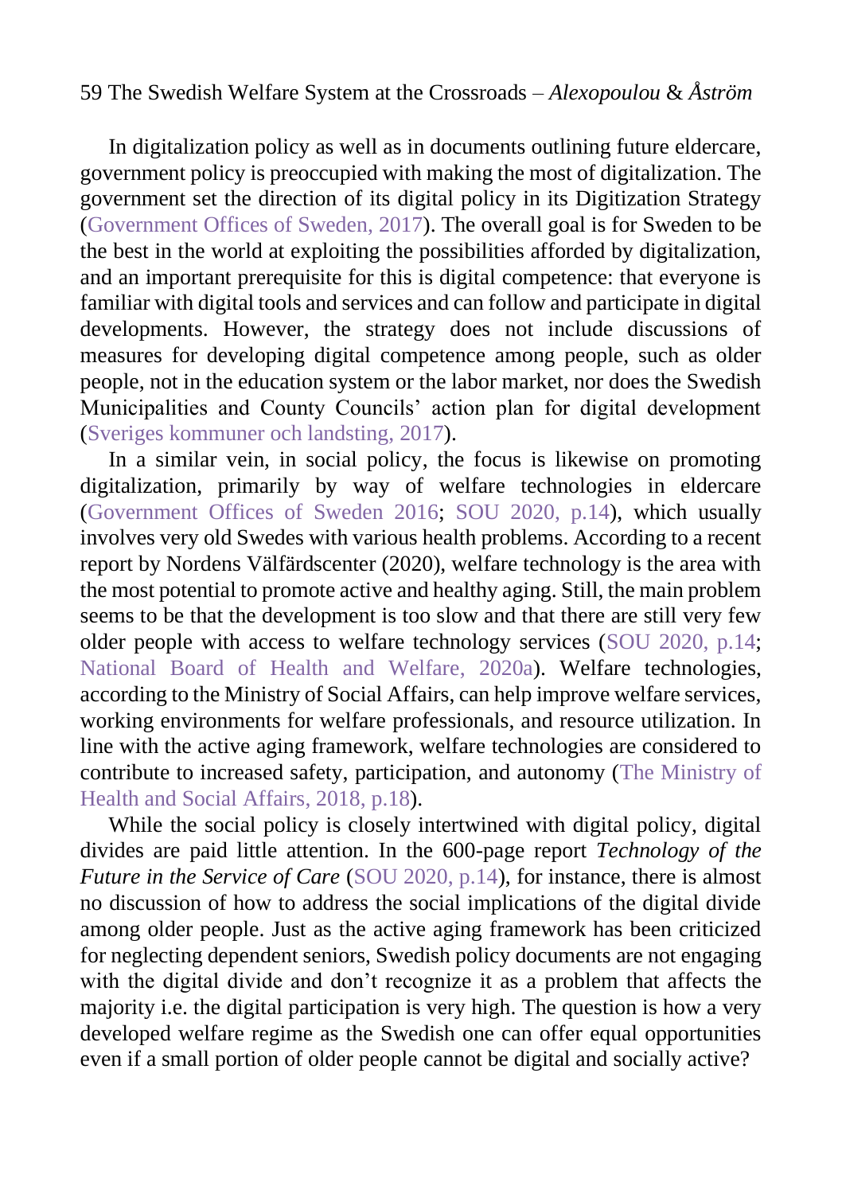In digitalization policy as well as in documents outlining future eldercare, government policy is preoccupied with making the most of digitalization. The government set the direction of its digital policy in its Digitization Strategy (Government Offices of Sweden, 2017). The overall goal is for Sweden to be the best in the world at exploiting the possibilities afforded by digitalization, and an important prerequisite for this is digital competence: that everyone is familiar with digital tools and services and can follow and participate in digital developments. However, the strategy does not include discussions of measures for developing digital competence among people, such as older people, not in the education system or the labor market, nor does the Swedish Municipalities and County Councils' action plan for digital development (Sveriges kommuner och landsting, 2017).

In a similar vein, in social policy, the focus is likewise on promoting digitalization, primarily by way of welfare technologies in eldercare (Government Offices of Sweden 2016; SOU 2020, p.14), which usually involves very old Swedes with various health problems. According to a recent report by Nordens Välfärdscenter (2020), welfare technology is the area with the most potential to promote active and healthy aging. Still, the main problem seems to be that the development is too slow and that there are still very few older people with access to welfare technology services (SOU 2020, p.14; National Board of Health and Welfare, 2020a). Welfare technologies, according to the Ministry of Social Affairs, can help improve welfare services, working environments for welfare professionals, and resource utilization. In line with the active aging framework, welfare technologies are considered to contribute to increased safety, participation, and autonomy (The Ministry of Health and Social Affairs, 2018, p.18).

While the social policy is closely intertwined with digital policy, digital divides are paid little attention. In the 600-page report *Technology of the Future in the Service of Care* (SOU 2020, p.14), for instance, there is almost no discussion of how to address the social implications of the digital divide among older people. Just as the active aging framework has been criticized for neglecting dependent seniors, Swedish policy documents are not engaging with the digital divide and don't recognize it as a problem that affects the majority i.e. the digital participation is very high. The question is how a very developed welfare regime as the Swedish one can offer equal opportunities even if a small portion of older people cannot be digital and socially active?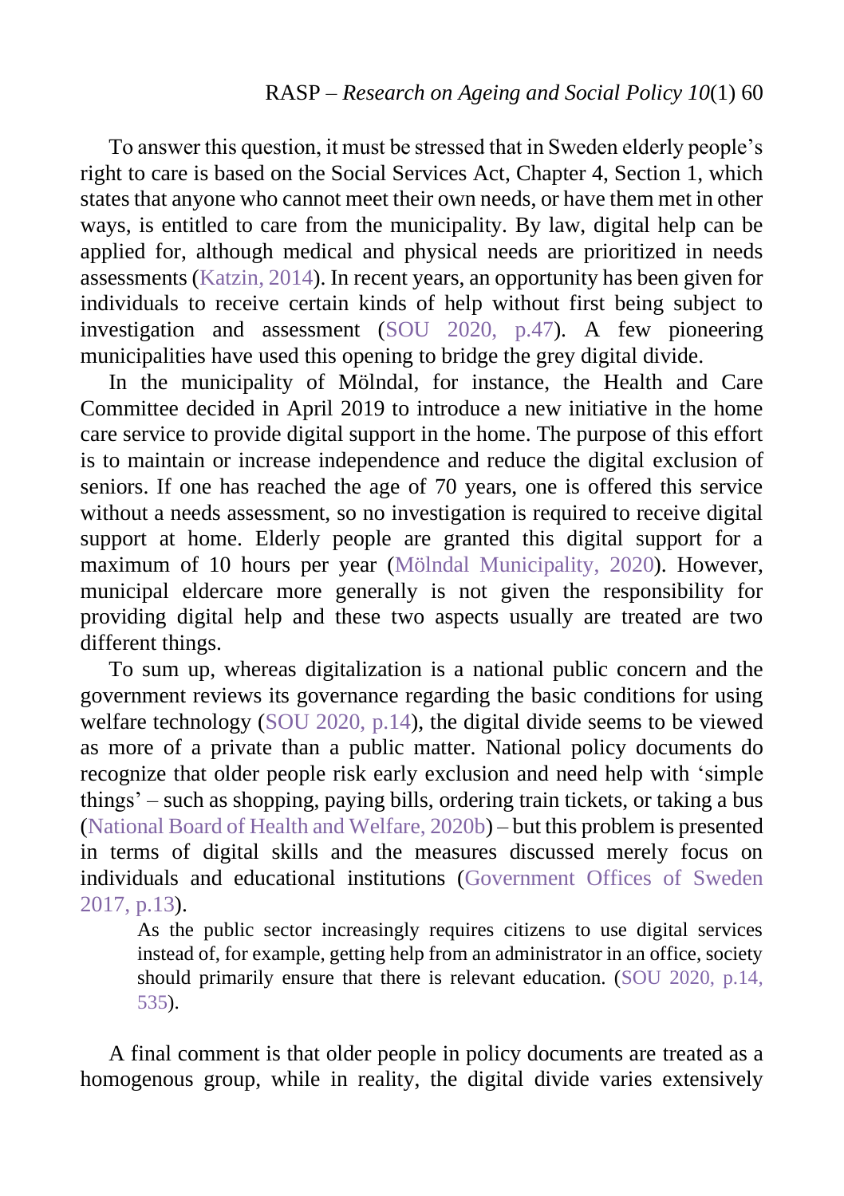To answer this question, it must be stressed that in Sweden elderly people's right to care is based on the Social Services Act, Chapter 4, Section 1, which states that anyone who cannot meet their own needs, or have them met in other ways, is entitled to care from the municipality. By law, digital help can be applied for, although medical and physical needs are prioritized in needs assessments (Katzin, 2014). In recent years, an opportunity has been given for individuals to receive certain kinds of help without first being subject to investigation and assessment (SOU 2020, p.47). A few pioneering municipalities have used this opening to bridge the grey digital divide.

In the municipality of Mölndal, for instance, the Health and Care Committee decided in April 2019 to introduce a new initiative in the home care service to provide digital support in the home. The purpose of this effort is to maintain or increase independence and reduce the digital exclusion of seniors. If one has reached the age of 70 years, one is offered this service without a needs assessment, so no investigation is required to receive digital support at home. Elderly people are granted this digital support for a maximum of 10 hours per year (Mölndal Municipality, 2020). However, municipal eldercare more generally is not given the responsibility for providing digital help and these two aspects usually are treated are two different things.

To sum up, whereas digitalization is a national public concern and the government reviews its governance regarding the basic conditions for using welfare technology (SOU 2020, p.14), the digital divide seems to be viewed as more of a private than a public matter. National policy documents do recognize that older people risk early exclusion and need help with 'simple things' – such as shopping, paying bills, ordering train tickets, or taking a bus (National Board of Health and Welfare, 2020b) – but this problem is presented in terms of digital skills and the measures discussed merely focus on individuals and educational institutions (Government Offices of Sweden 2017, p.13).

> As the public sector increasingly requires citizens to use digital services instead of, for example, getting help from an administrator in an office, society should primarily ensure that there is relevant education. (SOU 2020, p.14, 535).

A final comment is that older people in policy documents are treated as a homogenous group, while in reality, the digital divide varies extensively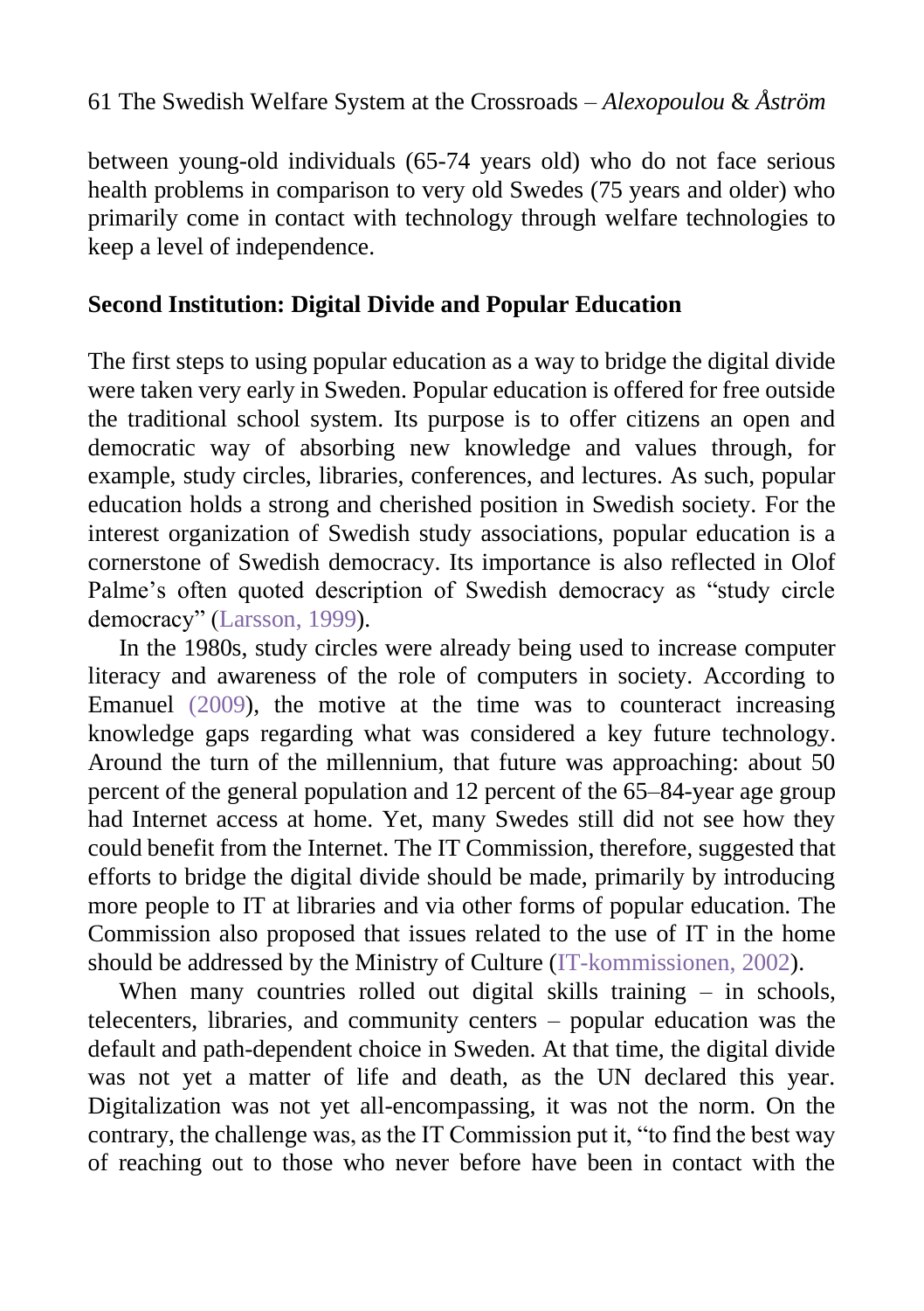between young-old individuals (65-74 years old) who do not face serious health problems in comparison to very old Swedes (75 years and older) who primarily come in contact with technology through welfare technologies to keep a level of independence.

## Second Institution: Digital Divide and Popular Education

The first steps to using popular education as a way to bridge the digital divide were taken very early in Sweden. Popular education is offered for free outside the traditional school system. Its purpose is to offer citizens an open and democratic way of absorbing new knowledge and values through, for example, study circles, libraries, conferences, and lectures. As such, popular education holds a strong and cherished position in Swedish society. For the interest organization of Swedish study associations, popular education is a cornerstone of Swedish democracy. Its importance is also reflected in Olof Palme's often quoted description of Swedish democracy as "study circle democracy" (Larsson, 1999).

In the 1980s, study circles were already being used to increase computer literacy and awareness of the role of computers in society. According to Emanuel (2009), the motive at the time was to counteract increasing knowledge gaps regarding what was considered a key future technology. Around the turn of the millennium, that future was approaching: about 50 percent of the general population and 12 percent of the 65–84-year age group had Internet access at home. Yet, many Swedes still did not see how they could benefit from the Internet. The IT Commission, therefore, suggested that efforts to bridge the digital divide should be made, primarily by introducing more people to IT at libraries and via other forms of popular education. The Commission also proposed that issues related to the use of IT in the home should be addressed by the Ministry of Culture (IT-kommissionen, 2002).

When many countries rolled out digital skills training – in schools, telecenters, libraries, and community centers – popular education was the default and path-dependent choice in Sweden. At that time, the digital divide was not yet a matter of life and death, as the UN declared this year. Digitalization was not yet all-encompassing, it was not the norm. On the contrary, the challenge was, as the IT Commission put it, "to find the best way of reaching out to those who never before have been in contact with the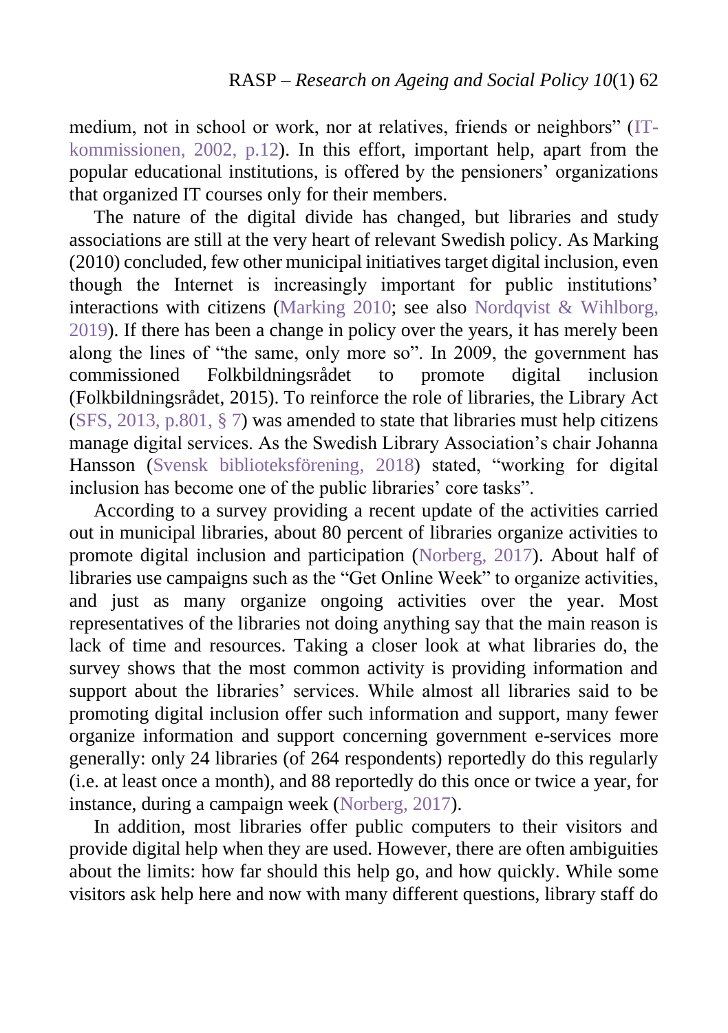medium, not in school or work, nor at relatives, friends or neighbors" (IT-kommissionen, 2002, p.12). In this effort, important help, apart from the popular educational institutions, is offered by the pensioners' organizations that organized IT courses only for their members.

The nature of the digital divide has changed, but libraries and study associations are still at the very heart of relevant Swedish policy. As Marking (2010) concluded, few other municipal initiatives target digital inclusion, even though the Internet is increasingly important for public institutions' interactions with citizens (Marking 2010; see also Nordqvist & Wihlborg, 2019). If there has been a change in policy over the years, it has merely been along the lines of "the same, only more so". In 2009, the government has commissioned Folkbildningsrådet to promote digital inclusion (Folkbildningsrådet, 2015). To reinforce the role of libraries, the Library Act (SFS, 2013, p.801, § 7) was amended to state that libraries must help citizens manage digital services. As the Swedish Library Association's chair Johanna Hansson (Svensk biblioteksförening, 2018) stated, "working for digital inclusion has become one of the public libraries' core tasks".

According to a survey providing a recent update of the activities carried out in municipal libraries, about 80 percent of libraries organize activities to promote digital inclusion and participation (Norberg, 2017). About half of libraries use campaigns such as the "Get Online Week" to organize activities, and just as many organize ongoing activities over the year. Most representatives of the libraries not doing anything say that the main reason is lack of time and resources. Taking a closer look at what libraries do, the survey shows that the most common activity is providing information and support about the libraries' services. While almost all libraries said to be promoting digital inclusion offer such information and support, many fewer organize information and support concerning government e-services more generally: only 24 libraries (of 264 respondents) reportedly do this regularly (i.e. at least once a month), and 88 reportedly do this once or twice a year, for instance, during a campaign week (Norberg, 2017).

In addition, most libraries offer public computers to their visitors and provide digital help when they are used. However, there are often ambiguities about the limits: how far should this help go, and how quickly. While some visitors ask help here and now with many different questions, library staff do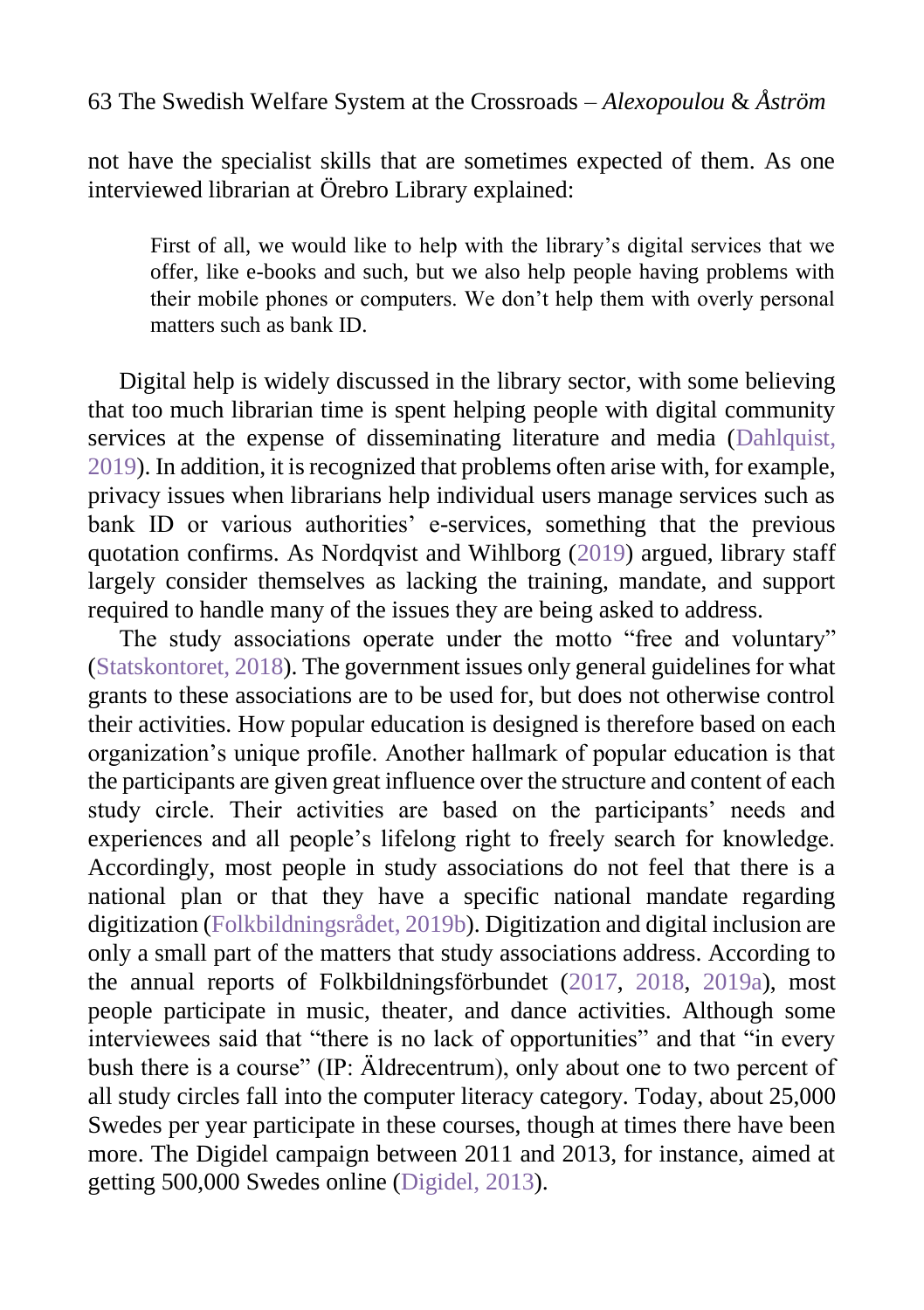not have the specialist skills that are sometimes expected of them. As one interviewed librarian at Örebro Library explained:

> First of all, we would like to help with the library's digital services that we offer, like e-books and such, but we also help people having problems with their mobile phones or computers. We don't help them with overly personal matters such as bank ID.

Digital help is widely discussed in the library sector, with some believing that too much librarian time is spent helping people with digital community services at the expense of disseminating literature and media (Dahlquist, 2019). In addition, it is recognized that problems often arise with, for example, privacy issues when librarians help individual users manage services such as bank ID or various authorities' e-services, something that the previous quotation confirms. As Nordqvist and Wihlborg (2019) argued, library staff largely consider themselves as lacking the training, mandate, and support required to handle many of the issues they are being asked to address.

The study associations operate under the motto "free and voluntary" (Statskontoret, 2018). The government issues only general guidelines for what grants to these associations are to be used for, but does not otherwise control their activities. How popular education is designed is therefore based on each organization's unique profile. Another hallmark of popular education is that the participants are given great influence over the structure and content of each study circle. Their activities are based on the participants' needs and experiences and all people's lifelong right to freely search for knowledge. Accordingly, most people in study associations do not feel that there is a national plan or that they have a specific national mandate regarding digitization (Folkbildningsrådet, 2019b). Digitization and digital inclusion are only a small part of the matters that study associations address. According to the annual reports of Folkbildningsförbundet (2017, 2018, 2019a), most people participate in music, theater, and dance activities. Although some interviewees said that "there is no lack of opportunities" and that "in every bush there is a course" (IP: Äldrecentrum), only about one to two percent of all study circles fall into the computer literacy category. Today, about 25,000 Swedes per year participate in these courses, though at times there have been more. The Digidel campaign between 2011 and 2013, for instance, aimed at getting 500,000 Swedes online (Digidel, 2013).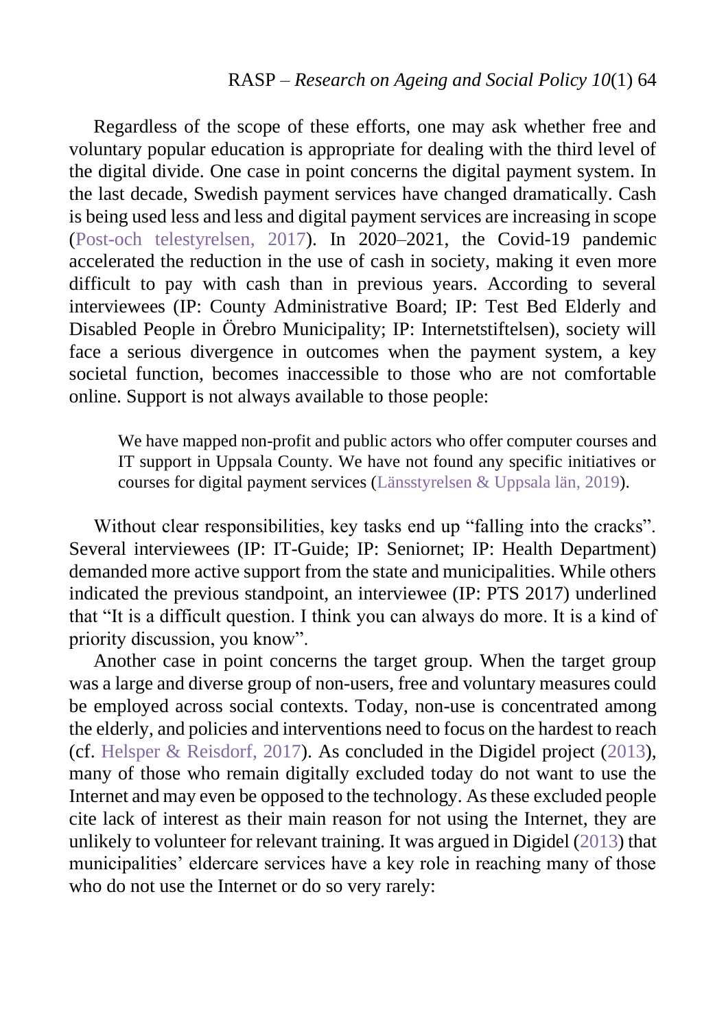Regardless of the scope of these efforts, one may ask whether free and voluntary popular education is appropriate for dealing with the third level of the digital divide. One case in point concerns the digital payment system. In the last decade, Swedish payment services have changed dramatically. Cash is being used less and less and digital payment services are increasing in scope (Post-och telestyrelsen, 2017). In 2020–2021, the Covid-19 pandemic accelerated the reduction in the use of cash in society, making it even more difficult to pay with cash than in previous years. According to several interviewees (IP: County Administrative Board; IP: Test Bed Elderly and Disabled People in Örebro Municipality; IP: Internetstiftelsen), society will face a serious divergence in outcomes when the payment system, a key societal function, becomes inaccessible to those who are not comfortable online. Support is not always available to those people:

> We have mapped non-profit and public actors who offer computer courses and IT support in Uppsala County. We have not found any specific initiatives or courses for digital payment services (Länsstyrelsen & Uppsala län, 2019).

Without clear responsibilities, key tasks end up "falling into the cracks". Several interviewees (IP: IT-Guide; IP: Seniornet; IP: Health Department) demanded more active support from the state and municipalities. While others indicated the previous standpoint, an interviewee (IP: PTS 2017) underlined that "It is a difficult question. I think you can always do more. It is a kind of priority discussion, you know".

Another case in point concerns the target group. When the target group was a large and diverse group of non-users, free and voluntary measures could be employed across social contexts. Today, non-use is concentrated among the elderly, and policies and interventions need to focus on the hardest to reach (cf. Helsper & Reisdorf, 2017). As concluded in the Digidel project (2013), many of those who remain digitally excluded today do not want to use the Internet and may even be opposed to the technology. As these excluded people cite lack of interest as their main reason for not using the Internet, they are unlikely to volunteer for relevant training. It was argued in Digidel (2013) that municipalities' eldercare services have a key role in reaching many of those who do not use the Internet or do so very rarely: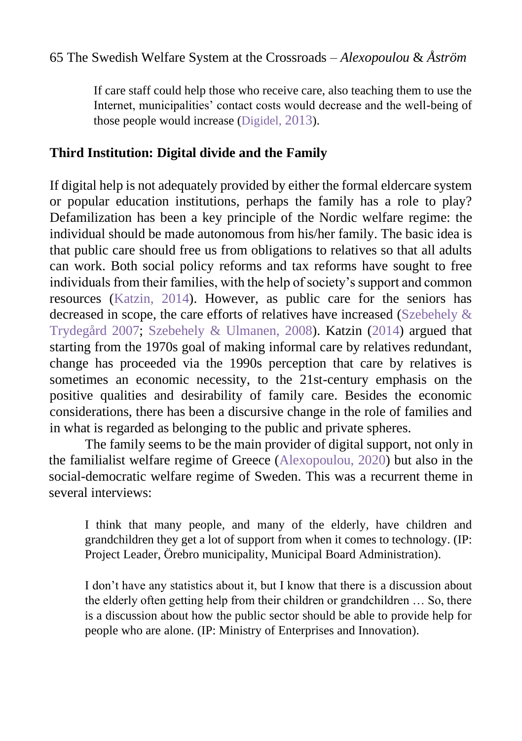> If care staff could help those who receive care, also teaching them to use the Internet, municipalities' contact costs would decrease and the well-being of those people would increase (Digidel, 2013).

### Third Institution: Digital divide and the Family

If digital help is not adequately provided by either the formal eldercare system or popular education institutions, perhaps the family has a role to play? Defamilization has been a key principle of the Nordic welfare regime: the individual should be made autonomous from his/her family. The basic idea is that public care should free us from obligations to relatives so that all adults can work. Both social policy reforms and tax reforms have sought to free individuals from their families, with the help of society's support and common resources (Katzin, 2014). However, as public care for the seniors has decreased in scope, the care efforts of relatives have increased (Szebehely & Trydegård 2007; Szebehely & Ulmanen, 2008). Katzin (2014) argued that starting from the 1970s goal of making informal care by relatives redundant, change has proceeded via the 1990s perception that care by relatives is sometimes an economic necessity, to the 21st-century emphasis on the positive qualities and desirability of family care. Besides the economic considerations, there has been a discursive change in the role of families and in what is regarded as belonging to the public and private spheres.

The family seems to be the main provider of digital support, not only in the familialist welfare regime of Greece (Alexopoulou, 2020) but also in the social-democratic welfare regime of Sweden. This was a recurrent theme in several interviews:

> I think that many people, and many of the elderly, have children and grandchildren they get a lot of support from when it comes to technology. (IP: Project Leader, Örebro municipality, Municipal Board Administration).

> I don't have any statistics about it, but I know that there is a discussion about the elderly often getting help from their children or grandchildren … So, there is a discussion about how the public sector should be able to provide help for people who are alone. (IP: Ministry of Enterprises and Innovation).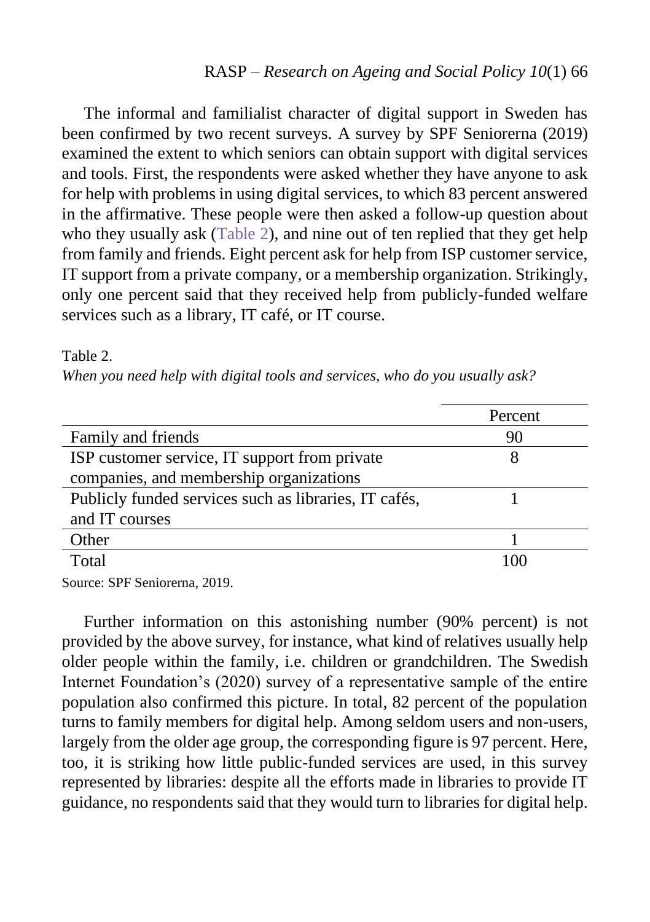The informal and familialist character of digital support in Sweden has been confirmed by two recent surveys. A survey by SPF Seniorerna (2019) examined the extent to which seniors can obtain support with digital services and tools. First, the respondents were asked whether they have anyone to ask for help with problems in using digital services, to which 83 percent answered in the affirmative. These people were then asked a follow-up question about who they usually ask (Table 2), and nine out of ten replied that they get help from family and friends. Eight percent ask for help from ISP customer service, IT support from a private company, or a membership organization. Strikingly, only one percent said that they received help from publicly-funded welfare services such as a library, IT café, or IT course.

Table 2.
*When you need help with digital tools and services, who do you usually ask?*

| | Percent |
|---|---|
| Family and friends | 90 |
| ISP customer service, IT support from private companies, and membership organizations | 8 |
| Publicly funded services such as libraries, IT cafés, and IT courses | 1 |
| Other | 1 |
| Total | 100 |

Source: SPF Seniorerna, 2019.

Further information on this astonishing number (90% percent) is not provided by the above survey, for instance, what kind of relatives usually help older people within the family, i.e. children or grandchildren. The Swedish Internet Foundation's (2020) survey of a representative sample of the entire population also confirmed this picture. In total, 82 percent of the population turns to family members for digital help. Among seldom users and non-users, largely from the older age group, the corresponding figure is 97 percent. Here, too, it is striking how little public-funded services are used, in this survey represented by libraries: despite all the efforts made in libraries to provide IT guidance, no respondents said that they would turn to libraries for digital help.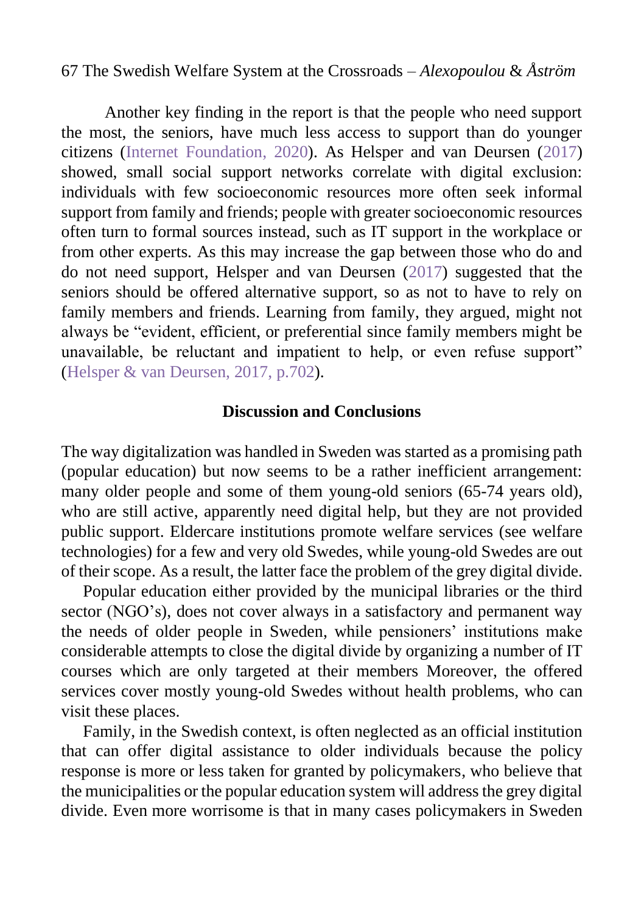Another key finding in the report is that the people who need support the most, the seniors, have much less access to support than do younger citizens (Internet Foundation, 2020). As Helsper and van Deursen (2017) showed, small social support networks correlate with digital exclusion: individuals with few socioeconomic resources more often seek informal support from family and friends; people with greater socioeconomic resources often turn to formal sources instead, such as IT support in the workplace or from other experts. As this may increase the gap between those who do and do not need support, Helsper and van Deursen (2017) suggested that the seniors should be offered alternative support, so as not to have to rely on family members and friends. Learning from family, they argued, might not always be "evident, efficient, or preferential since family members might be unavailable, be reluctant and impatient to help, or even refuse support" (Helsper & van Deursen, 2017, p.702).

## Discussion and Conclusions

The way digitalization was handled in Sweden was started as a promising path (popular education) but now seems to be a rather inefficient arrangement: many older people and some of them young-old seniors (65-74 years old), who are still active, apparently need digital help, but they are not provided public support. Eldercare institutions promote welfare services (see welfare technologies) for a few and very old Swedes, while young-old Swedes are out of their scope. As a result, the latter face the problem of the grey digital divide.

Popular education either provided by the municipal libraries or the third sector (NGO's), does not cover always in a satisfactory and permanent way the needs of older people in Sweden, while pensioners' institutions make considerable attempts to close the digital divide by organizing a number of IT courses which are only targeted at their members Moreover, the offered services cover mostly young-old Swedes without health problems, who can visit these places.

Family, in the Swedish context, is often neglected as an official institution that can offer digital assistance to older individuals because the policy response is more or less taken for granted by policymakers, who believe that the municipalities or the popular education system will address the grey digital divide. Even more worrisome is that in many cases policymakers in Sweden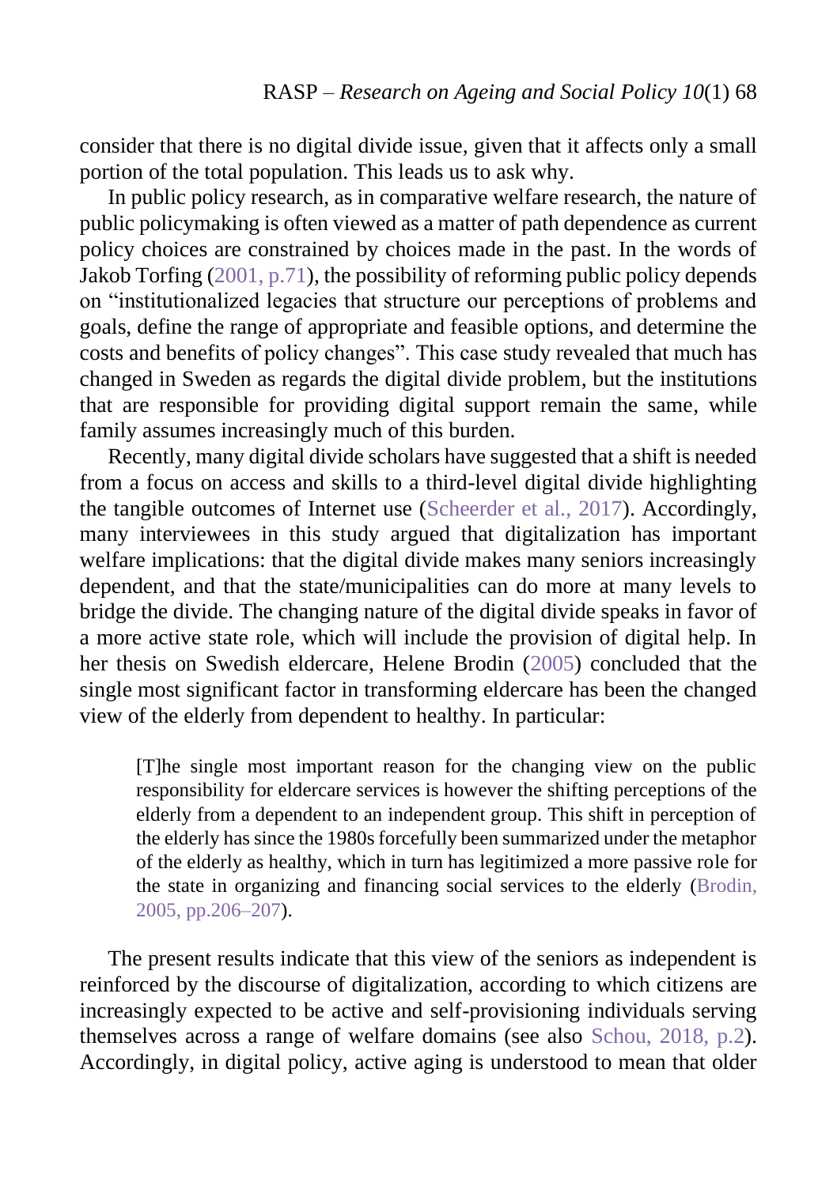consider that there is no digital divide issue, given that it affects only a small portion of the total population. This leads us to ask why.

In public policy research, as in comparative welfare research, the nature of public policymaking is often viewed as a matter of path dependence as current policy choices are constrained by choices made in the past. In the words of Jakob Torfing (2001, p.71), the possibility of reforming public policy depends on "institutionalized legacies that structure our perceptions of problems and goals, define the range of appropriate and feasible options, and determine the costs and benefits of policy changes". This case study revealed that much has changed in Sweden as regards the digital divide problem, but the institutions that are responsible for providing digital support remain the same, while family assumes increasingly much of this burden.

Recently, many digital divide scholars have suggested that a shift is needed from a focus on access and skills to a third-level digital divide highlighting the tangible outcomes of Internet use (Scheerder et al., 2017). Accordingly, many interviewees in this study argued that digitalization has important welfare implications: that the digital divide makes many seniors increasingly dependent, and that the state/municipalities can do more at many levels to bridge the divide. The changing nature of the digital divide speaks in favor of a more active state role, which will include the provision of digital help. In her thesis on Swedish eldercare, Helene Brodin (2005) concluded that the single most significant factor in transforming eldercare has been the changed view of the elderly from dependent to healthy. In particular:

> [T]he single most important reason for the changing view on the public responsibility for eldercare services is however the shifting perceptions of the elderly from a dependent to an independent group. This shift in perception of the elderly has since the 1980s forcefully been summarized under the metaphor of the elderly as healthy, which in turn has legitimized a more passive role for the state in organizing and financing social services to the elderly (Brodin, 2005, pp.206–207).

The present results indicate that this view of the seniors as independent is reinforced by the discourse of digitalization, according to which citizens are increasingly expected to be active and self-provisioning individuals serving themselves across a range of welfare domains (see also Schou, 2018, p.2). Accordingly, in digital policy, active aging is understood to mean that older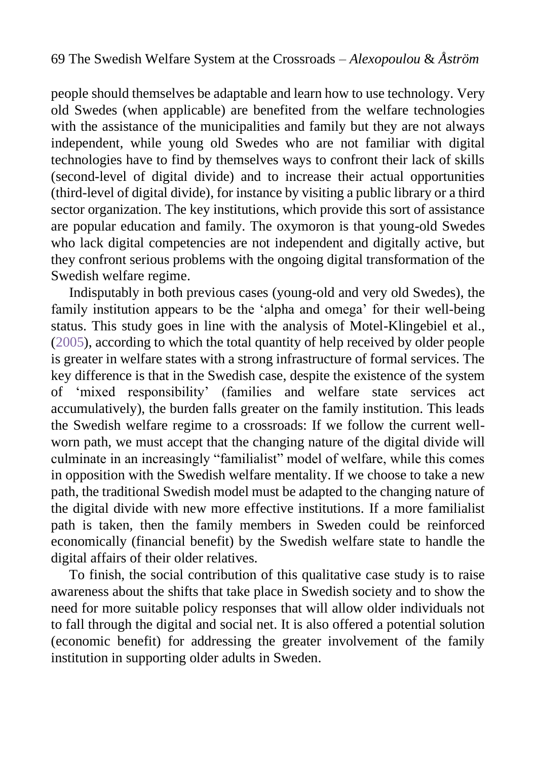people should themselves be adaptable and learn how to use technology. Very old Swedes (when applicable) are benefited from the welfare technologies with the assistance of the municipalities and family but they are not always independent, while young old Swedes who are not familiar with digital technologies have to find by themselves ways to confront their lack of skills (second-level of digital divide) and to increase their actual opportunities (third-level of digital divide), for instance by visiting a public library or a third sector organization. The key institutions, which provide this sort of assistance are popular education and family. The oxymoron is that young-old Swedes who lack digital competencies are not independent and digitally active, but they confront serious problems with the ongoing digital transformation of the Swedish welfare regime.

Indisputably in both previous cases (young-old and very old Swedes), the family institution appears to be the 'alpha and omega' for their well-being status. This study goes in line with the analysis of Motel-Klingebiel et al., (2005), according to which the total quantity of help received by older people is greater in welfare states with a strong infrastructure of formal services. The key difference is that in the Swedish case, despite the existence of the system of 'mixed responsibility' (families and welfare state services act accumulatively), the burden falls greater on the family institution. This leads the Swedish welfare regime to a crossroads: If we follow the current well-worn path, we must accept that the changing nature of the digital divide will culminate in an increasingly "familialist" model of welfare, while this comes in opposition with the Swedish welfare mentality. If we choose to take a new path, the traditional Swedish model must be adapted to the changing nature of the digital divide with new more effective institutions. If a more familialist path is taken, then the family members in Sweden could be reinforced economically (financial benefit) by the Swedish welfare state to handle the digital affairs of their older relatives.

To finish, the social contribution of this qualitative case study is to raise awareness about the shifts that take place in Swedish society and to show the need for more suitable policy responses that will allow older individuals not to fall through the digital and social net. It is also offered a potential solution (economic benefit) for addressing the greater involvement of the family institution in supporting older adults in Sweden.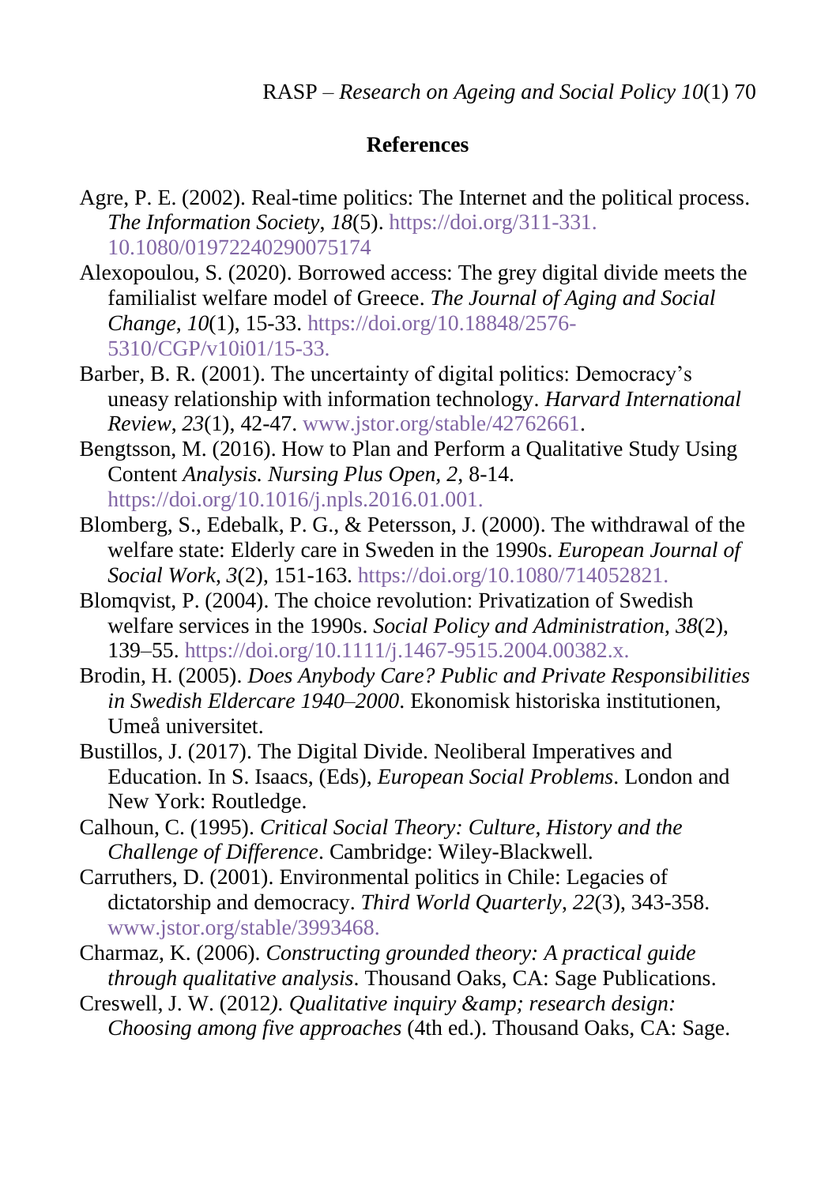## References

Agre, P. E. (2002). Real-time politics: The Internet and the political process. *The Information Society*, *18*(5). https://doi.org/311-331. 10.1080/01972240290075174

Alexopoulou, S. (2020). Borrowed access: The grey digital divide meets the familialist welfare model of Greece. *The Journal of Aging and Social Change*, *10*(1), 15-33. https://doi.org/10.18848/2576-5310/CGP/v10i01/15-33.

Barber, B. R. (2001). The uncertainty of digital politics: Democracy's uneasy relationship with information technology. *Harvard International Review*, *23*(1), 42-47. www.jstor.org/stable/42762661.

Bengtsson, M. (2016). How to Plan and Perform a Qualitative Study Using Content *Analysis. Nursing Plus Open*, *2*, 8-14. https://doi.org/10.1016/j.npls.2016.01.001.

Blomberg, S., Edebalk, P. G., & Petersson, J. (2000). The withdrawal of the welfare state: Elderly care in Sweden in the 1990s. *European Journal of Social Work*, *3*(2), 151-163. https://doi.org/10.1080/714052821.

Blomqvist, P. (2004). The choice revolution: Privatization of Swedish welfare services in the 1990s. *Social Policy and Administration*, *38*(2), 139–55. https://doi.org/10.1111/j.1467-9515.2004.00382.x.

Brodin, H. (2005). *Does Anybody Care? Public and Private Responsibilities in Swedish Eldercare 1940–2000*. Ekonomisk historiska institutionen, Umeå universitet.

Bustillos, J. (2017). The Digital Divide. Neoliberal Imperatives and Education. In S. Isaacs, (Eds), *European Social Problems*. London and New York: Routledge.

Calhoun, C. (1995). *Critical Social Theory: Culture, History and the Challenge of Difference*. Cambridge: Wiley-Blackwell.

Carruthers, D. (2001). Environmental politics in Chile: Legacies of dictatorship and democracy. *Third World Quarterly*, *22*(3), 343-358. www.jstor.org/stable/3993468.

Charmaz, K. (2006). *Constructing grounded theory: A practical guide through qualitative analysis*. Thousand Oaks, CA: Sage Publications.

Creswell, J. W. (2012). *Qualitative inquiry &amp; research design: Choosing among five approaches* (4th ed.). Thousand Oaks, CA: Sage.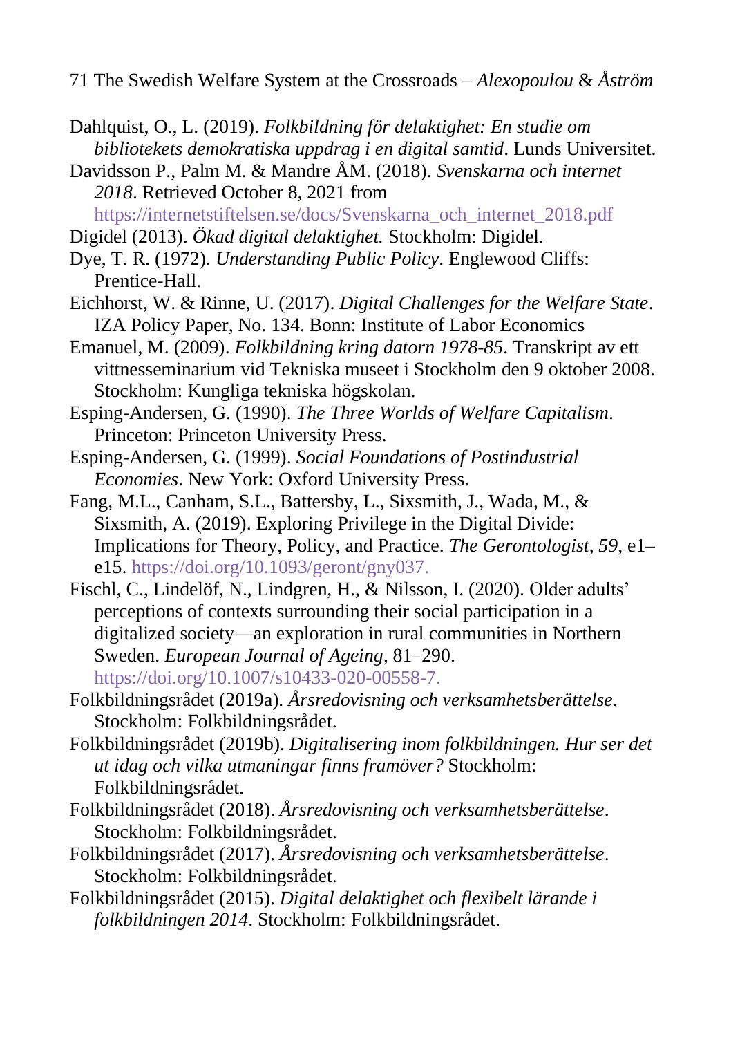Dahlquist, O., L. (2019). *Folkbildning för delaktighet: En studie om bibliotekets demokratiska uppdrag i en digital samtid*. Lunds Universitet.

Davidsson P., Palm M. & Mandre ÅM. (2018). *Svenskarna och internet 2018*. Retrieved October 8, 2021 from https://internetstiftelsen.se/docs/Svenskarna_och_internet_2018.pdf

Digidel (2013). *Ökad digital delaktighet.* Stockholm: Digidel.

Dye, T. R. (1972). *Understanding Public Policy*. Englewood Cliffs: Prentice-Hall.

Eichhorst, W. & Rinne, U. (2017). *Digital Challenges for the Welfare State*. IZA Policy Paper, No. 134. Bonn: Institute of Labor Economics

Emanuel, M. (2009). *Folkbildning kring datorn 1978-85*. Transkript av ett vittnesseminarium vid Tekniska museet i Stockholm den 9 oktober 2008. Stockholm: Kungliga tekniska högskolan.

Esping-Andersen, G. (1990). *The Three Worlds of Welfare Capitalism*. Princeton: Princeton University Press.

Esping-Andersen, G. (1999). *Social Foundations of Postindustrial Economies*. New York: Oxford University Press.

Fang, M.L., Canham, S.L., Battersby, L., Sixsmith, J., Wada, M., & Sixsmith, A. (2019). Exploring Privilege in the Digital Divide: Implications for Theory, Policy, and Practice. *The Gerontologist, 59,* e1–e15. https://doi.org/10.1093/geront/gny037.

Fischl, C., Lindelöf, N., Lindgren, H., & Nilsson, I. (2020). Older adults' perceptions of contexts surrounding their social participation in a digitalized society—an exploration in rural communities in Northern Sweden. *European Journal of Ageing,* 81–290. https://doi.org/10.1007/s10433-020-00558-7.

Folkbildningsrådet (2019a). *Årsredovisning och verksamhetsberättelse*. Stockholm: Folkbildningsrådet.

Folkbildningsrådet (2019b). *Digitalisering inom folkbildningen. Hur ser det ut idag och vilka utmaningar finns framöver?* Stockholm: Folkbildningsrådet.

Folkbildningsrådet (2018). *Årsredovisning och verksamhetsberättelse*. Stockholm: Folkbildningsrådet.

Folkbildningsrådet (2017). *Årsredovisning och verksamhetsberättelse*. Stockholm: Folkbildningsrådet.

Folkbildningsrådet (2015). *Digital delaktighet och flexibelt lärande i folkbildningen 2014*. Stockholm: Folkbildningsrådet.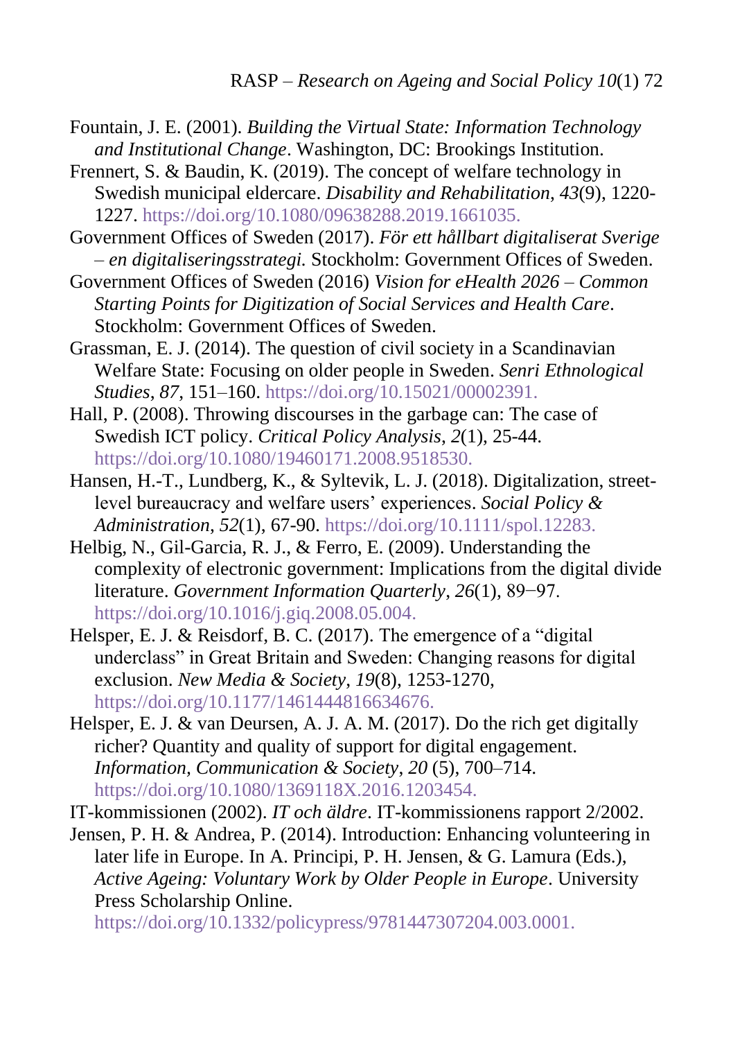Fountain, J. E. (2001). *Building the Virtual State: Information Technology and Institutional Change*. Washington, DC: Brookings Institution.

Frennert, S. & Baudin, K. (2019). The concept of welfare technology in Swedish municipal eldercare. *Disability and Rehabilitation, 43*(9), 1220-1227. https://doi.org/10.1080/09638288.2019.1661035.

Government Offices of Sweden (2017). *För ett hållbart digitaliserat Sverige – en digitaliseringsstrategi.* Stockholm: Government Offices of Sweden.

Government Offices of Sweden (2016) *Vision for eHealth 2026 – Common Starting Points for Digitization of Social Services and Health Care*. Stockholm: Government Offices of Sweden.

Grassman, E. J. (2014). The question of civil society in a Scandinavian Welfare State: Focusing on older people in Sweden. *Senri Ethnological Studies, 87*, 151–160. https://doi.org/10.15021/00002391.

Hall, P. (2008). Throwing discourses in the garbage can: The case of Swedish ICT policy. *Critical Policy Analysis, 2*(1), 25-44. https://doi.org/10.1080/19460171.2008.9518530.

Hansen, H.-T., Lundberg, K., & Syltevik, L. J. (2018). Digitalization, street-level bureaucracy and welfare users' experiences. *Social Policy & Administration, 52*(1), 67-90. https://doi.org/10.1111/spol.12283.

Helbig, N., Gil-Garcia, R. J., & Ferro, E. (2009). Understanding the complexity of electronic government: Implications from the digital divide literature. *Government Information Quarterly, 26*(1), 89−97. https://doi.org/10.1016/j.giq.2008.05.004.

Helsper, E. J. & Reisdorf, B. C. (2017). The emergence of a "digital underclass" in Great Britain and Sweden: Changing reasons for digital exclusion. *New Media & Society, 19*(8), 1253-1270, https://doi.org/10.1177/1461444816634676.

Helsper, E. J. & van Deursen, A. J. A. M. (2017). Do the rich get digitally richer? Quantity and quality of support for digital engagement. *Information, Communication & Society, 20* (5), 700–714. https://doi.org/10.1080/1369118X.2016.1203454.

IT-kommissionen (2002). *IT och äldre*. IT-kommissionens rapport 2/2002.

Jensen, P. H. & Andrea, P. (2014). Introduction: Enhancing volunteering in later life in Europe. In A. Principi, P. H. Jensen, & G. Lamura (Eds.), *Active Ageing: Voluntary Work by Older People in Europe*. University Press Scholarship Online. https://doi.org/10.1332/policypress/9781447307204.003.0001.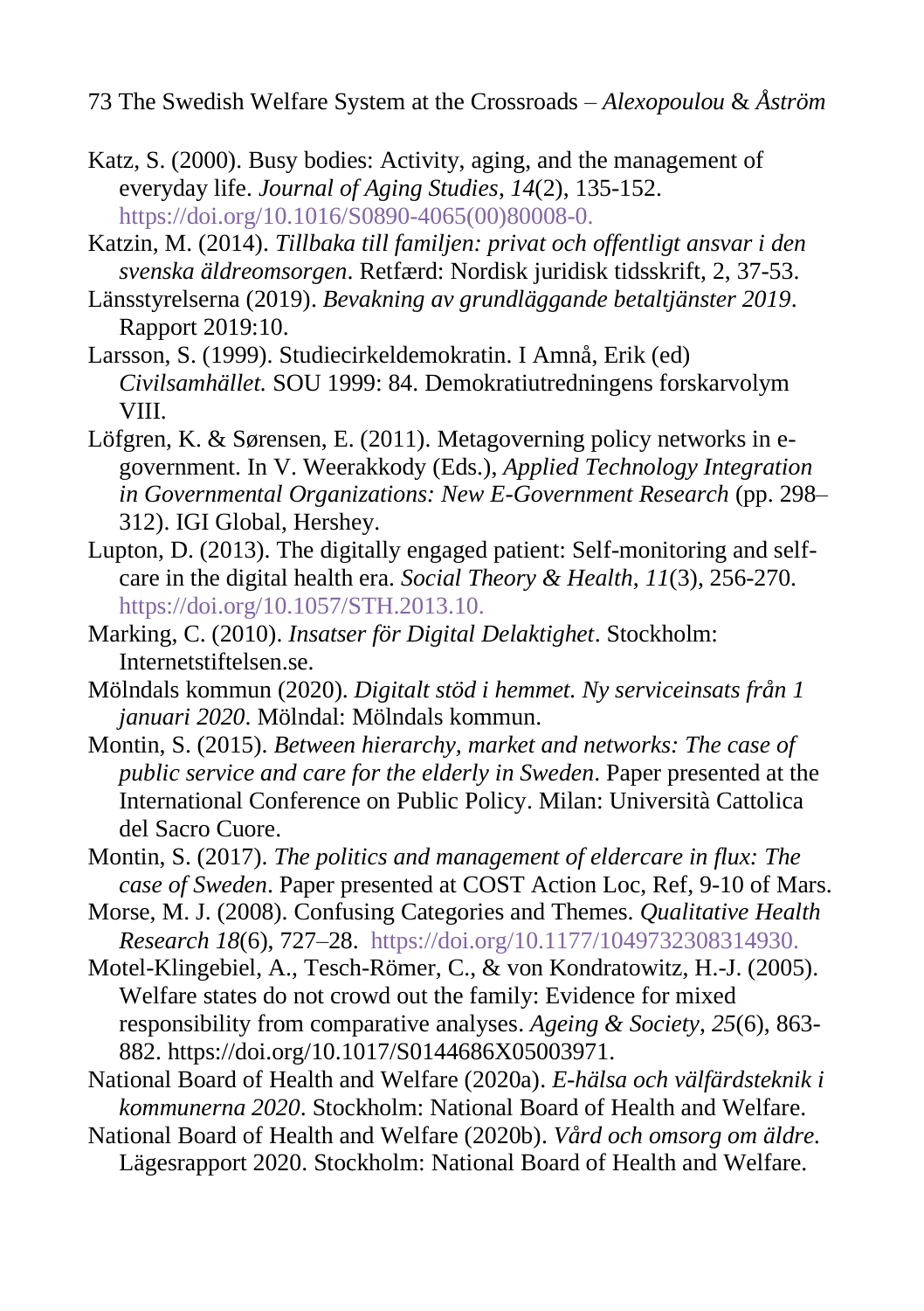Katz, S. (2000). Busy bodies: Activity, aging, and the management of everyday life. *Journal of Aging Studies*, *14*(2), 135-152. https://doi.org/10.1016/S0890-4065(00)80008-0.

Katzin, M. (2014). *Tillbaka till familjen: privat och offentligt ansvar i den svenska äldreomsorgen*. Retfærd: Nordisk juridisk tidsskrift, 2, 37-53.

Länsstyrelserna (2019). *Bevakning av grundläggande betaltjänster 2019*. Rapport 2019:10.

Larsson, S. (1999). Studiecirkeldemokratin. I Amnå, Erik (ed) *Civilsamhället.* SOU 1999: 84. Demokratiutredningens forskarvolym VIII.

Löfgren, K. & Sørensen, E. (2011). Metagoverning policy networks in e-government. In V. Weerakkody (Eds.), *Applied Technology Integration in Governmental Organizations: New E-Government Research* (pp. 298–312). IGI Global, Hershey.

Lupton, D. (2013). The digitally engaged patient: Self-monitoring and self-care in the digital health era. *Social Theory & Health*, *11*(3), 256-270. https://doi.org/10.1057/STH.2013.10.

Marking, C. (2010). *Insatser för Digital Delaktighet*. Stockholm: Internetstiftelsen.se.

Mölndals kommun (2020). *Digitalt stöd i hemmet. Ny serviceinsats från 1 januari 2020*. Mölndal: Mölndals kommun.

Montin, S. (2015). *Between hierarchy, market and networks: The case of public service and care for the elderly in Sweden*. Paper presented at the International Conference on Public Policy. Milan: Università Cattolica del Sacro Cuore.

Montin, S. (2017). *The politics and management of eldercare in flux: The case of Sweden*. Paper presented at COST Action Loc, Ref, 9-10 of Mars.

Morse, M. J. (2008). Confusing Categories and Themes. *Qualitative Health Research 18*(6), 727–28. https://doi.org/10.1177/1049732308314930.

Motel-Klingebiel, A., Tesch-Römer, C., & von Kondratowitz, H.-J. (2005). Welfare states do not crowd out the family: Evidence for mixed responsibility from comparative analyses. *Ageing & Society*, *25*(6), 863-882. https://doi.org/10.1017/S0144686X05003971.

National Board of Health and Welfare (2020a). *E-hälsa och välfärdsteknik i kommunerna 2020*. Stockholm: National Board of Health and Welfare.

National Board of Health and Welfare (2020b). *Vård och omsorg om äldre.* Lägesrapport 2020. Stockholm: National Board of Health and Welfare.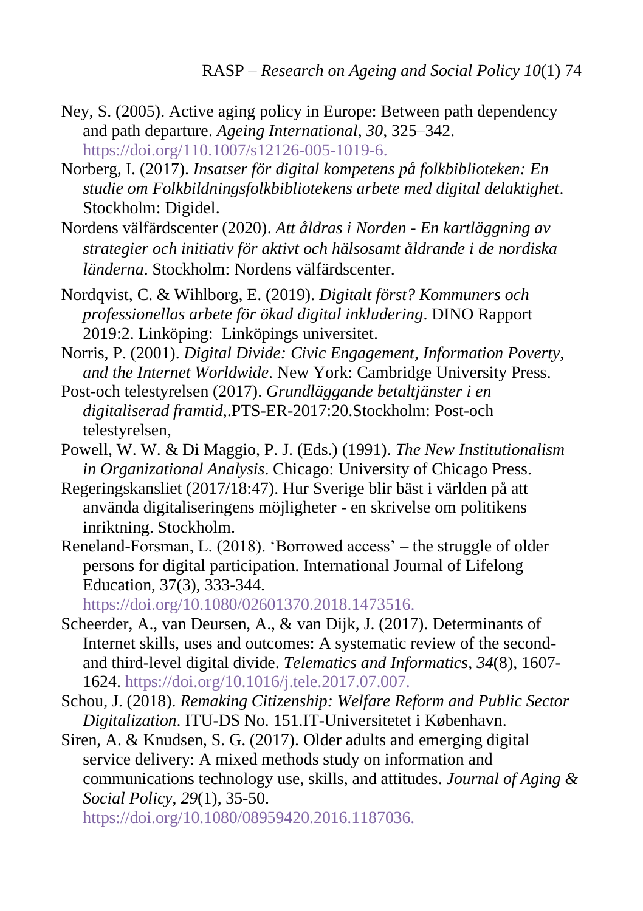Ney, S. (2005). Active aging policy in Europe: Between path dependency and path departure. *Ageing International*, *30*, 325–342. https://doi.org/110.1007/s12126-005-1019-6.

Norberg, I. (2017). *Insatser för digital kompetens på folkbiblioteken: En studie om Folkbildningsfolkbibliotekens arbete med digital delaktighet*. Stockholm: Digidel.

Nordens välfärdscenter (2020). *Att åldras i Norden - En kartläggning av strategier och initiativ för aktivt och hälsosamt åldrande i de nordiska länderna*. Stockholm: Nordens välfärdscenter.

Nordqvist, C. & Wihlborg, E. (2019). *Digitalt först? Kommuners och professionellas arbete för ökad digital inkludering*. DINO Rapport 2019:2. Linköping: Linköpings universitet.

Norris, P. (2001). *Digital Divide: Civic Engagement, Information Poverty, and the Internet Worldwide*. New York: Cambridge University Press.

Post-och telestyrelsen (2017). *Grundläggande betaltjänster i en digitaliserad framtid*,.PTS-ER-2017:20.Stockholm: Post-och telestyrelsen,

Powell, W. W. & Di Maggio, P. J. (Eds.) (1991). *The New Institutionalism in Organizational Analysis*. Chicago: University of Chicago Press.

Regeringskansliet (2017/18:47). Hur Sverige blir bäst i världen på att använda digitaliseringens möjligheter - en skrivelse om politikens inriktning. Stockholm.

Reneland-Forsman, L. (2018). 'Borrowed access' – the struggle of older persons for digital participation. International Journal of Lifelong Education, 37(3), 333-344. https://doi.org/10.1080/02601370.2018.1473516.

Scheerder, A., van Deursen, A., & van Dijk, J. (2017). Determinants of Internet skills, uses and outcomes: A systematic review of the second- and third-level digital divide. *Telematics and Informatics*, *34*(8), 1607-1624. https://doi.org/10.1016/j.tele.2017.07.007.

Schou, J. (2018). *Remaking Citizenship: Welfare Reform and Public Sector Digitalization*. ITU-DS No. 151.IT-Universitetet i København.

Siren, A. & Knudsen, S. G. (2017). Older adults and emerging digital service delivery: A mixed methods study on information and communications technology use, skills, and attitudes. *Journal of Aging & Social Policy*, *29*(1), 35-50. https://doi.org/10.1080/08959420.2016.1187036.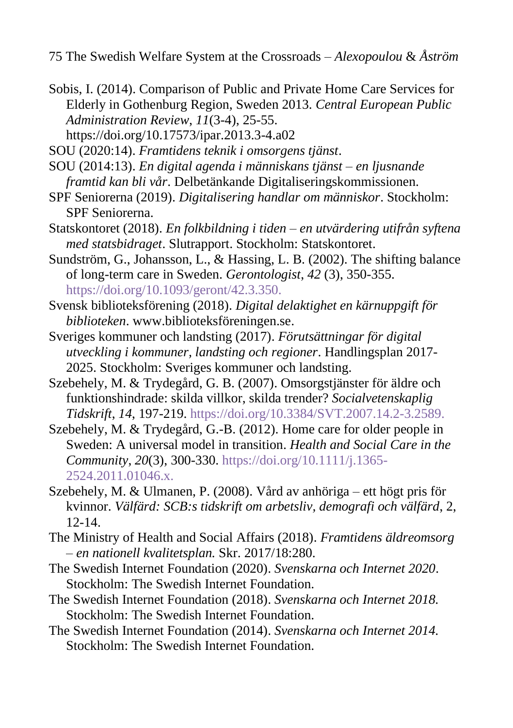Sobis, I. (2014). Comparison of Public and Private Home Care Services for Elderly in Gothenburg Region, Sweden 2013. *Central European Public Administration Review*, *11*(3-4), 25-55. https://doi.org/10.17573/ipar.2013.3-4.a02

SOU (2020:14). *Framtidens teknik i omsorgens tjänst*.

SOU (2014:13). *En digital agenda i människans tjänst – en ljusnande framtid kan bli vår*. Delbetänkande Digitaliseringskommissionen.

SPF Seniorerna (2019). *Digitalisering handlar om människor*. Stockholm: SPF Seniorerna.

Statskontoret (2018). *En folkbildning i tiden – en utvärdering utifrån syftena med statsbidraget*. Slutrapport. Stockholm: Statskontoret.

Sundström, G., Johansson, L., & Hassing, L. B. (2002). The shifting balance of long-term care in Sweden. *Gerontologist, 42* (3), 350-355. https://doi.org/10.1093/geront/42.3.350.

Svensk biblioteksförening (2018). *Digital delaktighet en kärnuppgift för biblioteken*. www.biblioteksföreningen.se.

Sveriges kommuner och landsting (2017). *Förutsättningar för digital utveckling i kommuner, landsting och regioner*. Handlingsplan 2017-2025. Stockholm: Sveriges kommuner och landsting.

Szebehely, M. & Trydegård, G. B. (2007). Omsorgstjänster för äldre och funktionshindrade: skilda villkor, skilda trender? *Socialvetenskaplig Tidskrift*, *14*, 197-219. https://doi.org/10.3384/SVT.2007.14.2-3.2589.

Szebehely, M. & Trydegård, G.-B. (2012). Home care for older people in Sweden: A universal model in transition. *Health and Social Care in the Community*, *20*(3), 300-330. https://doi.org/10.1111/j.1365-2524.2011.01046.x.

Szebehely, M. & Ulmanen, P. (2008). Vård av anhöriga – ett högt pris för kvinnor. *Välfärd: SCB:s tidskrift om arbetsliv, demografi och välfärd*, 2, 12-14.

The Ministry of Health and Social Affairs (2018). *Framtidens äldreomsorg – en nationell kvalitetsplan.* Skr. 2017/18:280.

The Swedish Internet Foundation (2020). *Svenskarna och Internet 2020*. Stockholm: The Swedish Internet Foundation.

The Swedish Internet Foundation (2018). *Svenskarna och Internet 2018.* Stockholm: The Swedish Internet Foundation.

The Swedish Internet Foundation (2014). *Svenskarna och Internet 2014.* Stockholm: The Swedish Internet Foundation.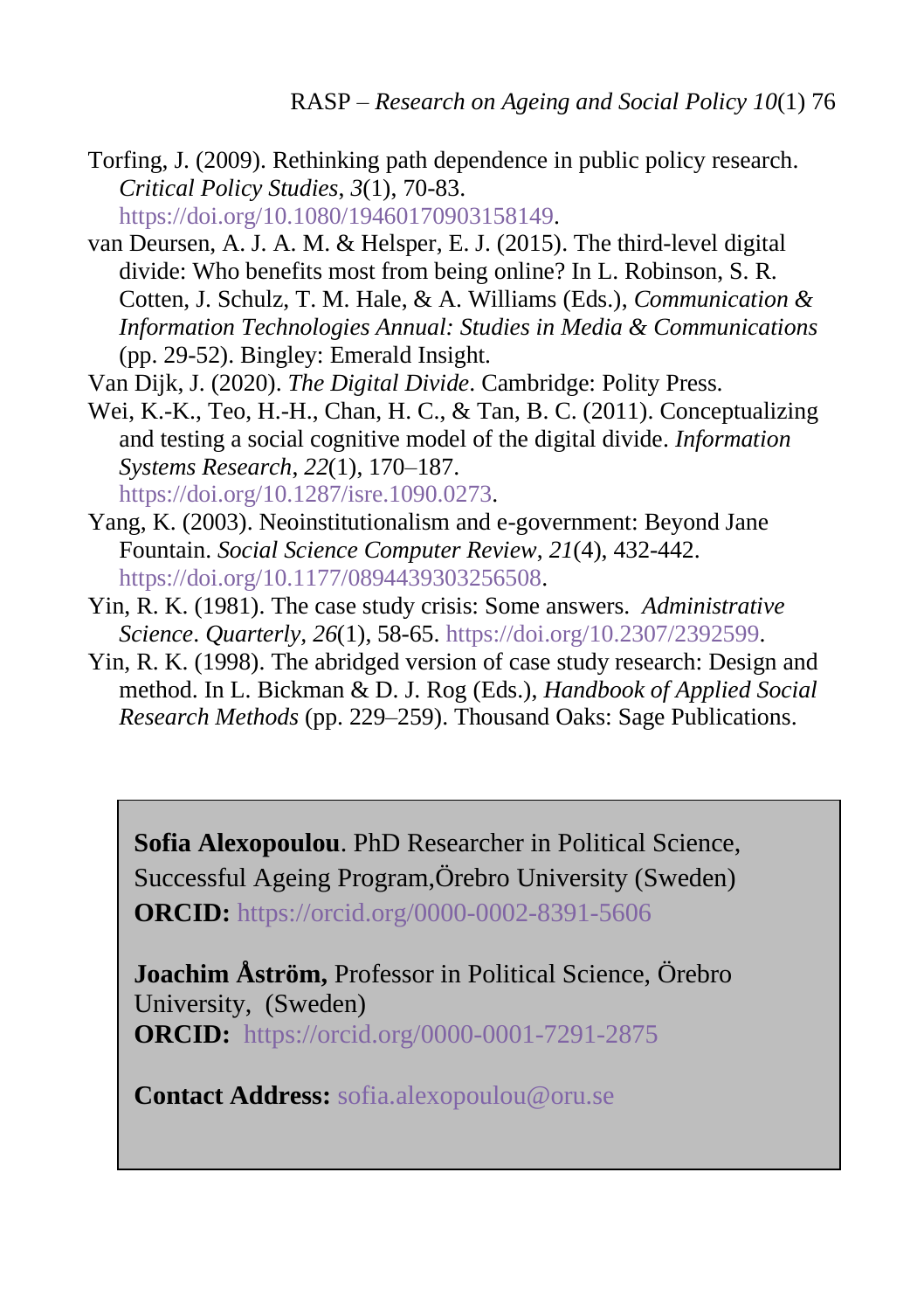Torfing, J. (2009). Rethinking path dependence in public policy research. *Critical Policy Studies*, *3*(1), 70-83. https://doi.org/10.1080/19460170903158149.

van Deursen, A. J. A. M. & Helsper, E. J. (2015). The third-level digital divide: Who benefits most from being online? In L. Robinson, S. R. Cotten, J. Schulz, T. M. Hale, & A. Williams (Eds.), *Communication & Information Technologies Annual: Studies in Media & Communications* (pp. 29-52). Bingley: Emerald Insight.

Van Dijk, J. (2020). *The Digital Divide*. Cambridge: Polity Press.

Wei, K.-K., Teo, H.-H., Chan, H. C., & Tan, B. C. (2011). Conceptualizing and testing a social cognitive model of the digital divide. *Information Systems Research*, *22*(1), 170–187. https://doi.org/10.1287/isre.1090.0273.

Yang, K. (2003). Neoinstitutionalism and e-government: Beyond Jane Fountain. *Social Science Computer Review*, *21*(4), 432-442. https://doi.org/10.1177/0894439303256508.

Yin, R. K. (1981). The case study crisis: Some answers. *Administrative Science*. *Quarterly*, *26*(1), 58-65. https://doi.org/10.2307/2392599.

Yin, R. K. (1998). The abridged version of case study research: Design and method. In L. Bickman & D. J. Rog (Eds.), *Handbook of Applied Social Research Methods* (pp. 229–259). Thousand Oaks: Sage Publications.

**Sofia Alexopoulou**. PhD Researcher in Political Science, Successful Ageing Program,Örebro University (Sweden)
**ORCID:** https://orcid.org/0000-0002-8391-5606

**Joachim Åström,** Professor in Political Science, Örebro University, (Sweden)
**ORCID:** https://orcid.org/0000-0001-7291-2875

**Contact Address:** sofia.alexopoulou@oru.se